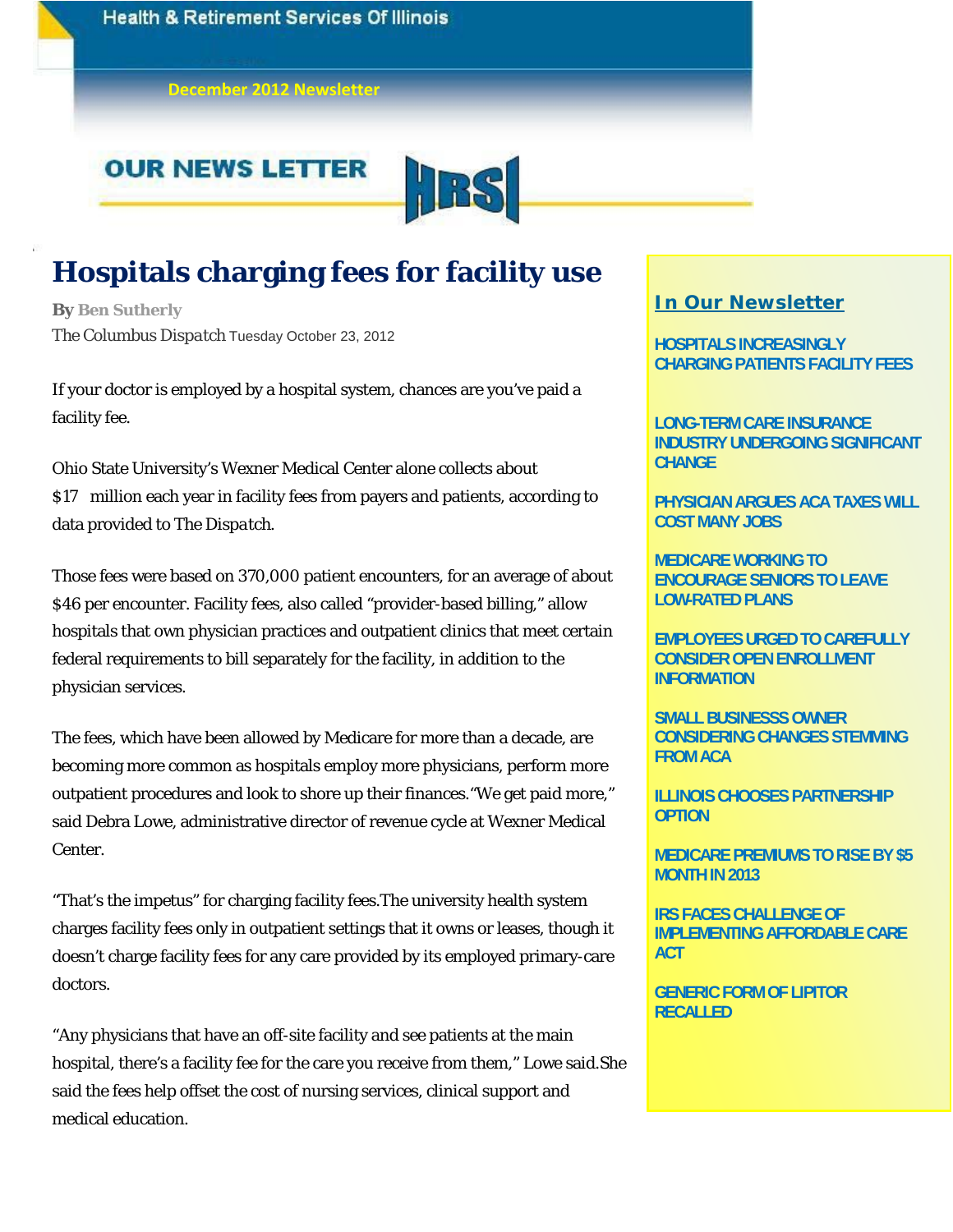Health & Retirement Services Of Illinois

December 2012 Newsletter

OUR NEWS LETTER

HRSI

# Hospitals charging fees for facility use

**By** Ben Sutherly

The Columbus Dispatch Tuesday October 23, 2012

If your doctor is employed by a hospital system, chances are you've paid a facility fee.

Ohio State University's Wexner Medical Center alone collects about $17 million each year in facility fees from payers and patients, according to data provided to The Dispatch.

Those fees were based on 370,000 patient encounters, for an average of about $46 per encounter. Facility fees, also called "provider-based billing," allow hospitals that own physician practices and outpatient clinics that meet certain federal requirements to bill separately for the facility, in addition to the physician services.

The fees, which have been allowed by Medicare for more than a decade, are becoming more common as hospitals employ more physicians, perform more outpatient procedures and look to shore up their finances."We get paid more," said Debra Lowe, administrative director of revenue cycle at Wexner Medical Center.

"That's the impetus" for charging facility fees.The university health system charges facility fees only in outpatient settings that it owns or leases, though it doesn't charge facility fees for any care provided by its employed primary-care doctors.

"Any physicians that have an off-site facility and see patients at the main hospital, there's a facility fee for the care you receive from them," Lowe said.She said the fees help offset the cost of nursing services, clinical support and medical education.

## In Our Newsletter

- HOSPITALS INCREASINGLY CHARGING PATIENTS FACILITY FEES
- LONG-TERM CARE INSURANCE INDUSTRY UNDERGOING SIGNIFICANT CHANGE
- PHYSICIAN ARGUES ACA TAXES WILL COST MANY JOBS
- MEDICARE WORKING TO ENCOURAGE SENIORS TO LEAVE LOW-RATED PLANS
- EMPLOYEES URGED TO CAREFULLY CONSIDER OPEN ENROLLMENT INFORMATION
- SMALL BUSINESSS OWNER CONSIDERING CHANGES STEMMING FROM ACA
- ILLINOIS CHOOSES PARTNERSHIP OPTION
- MEDICARE PREMIUMS TO RISE BY $5 MONTH IN 2013
- IRS FACES CHALLENGE OF IMPLEMENTING AFFORDABLE CARE ACT
- GENERIC FORM OF LIPITOR RECALLED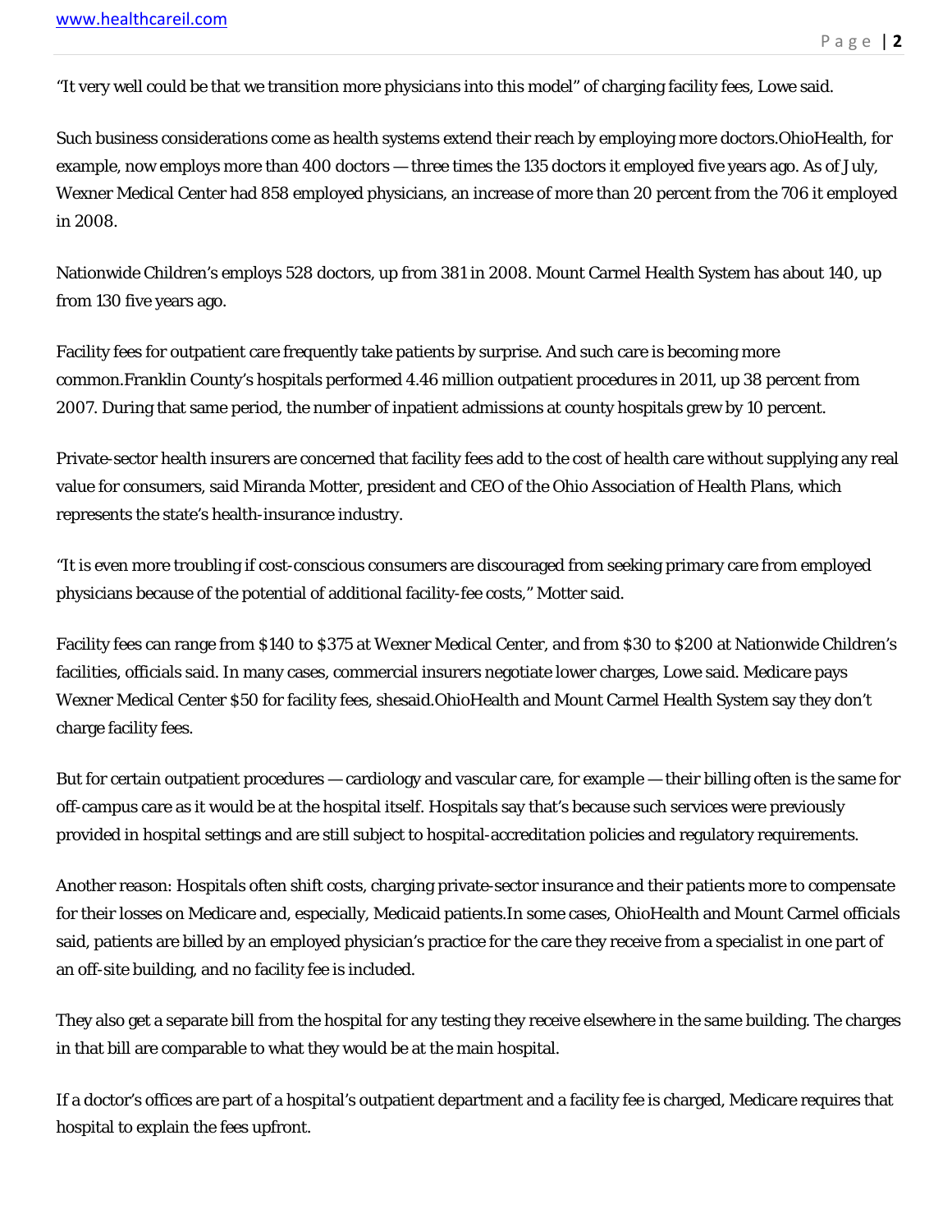“It very well could be that we transition more physicians into this model” of charging facility fees, Lowe said.

Such business considerations come as health systems extend their reach by employing more doctors.OhioHealth, for example, now employs more than 400 doctors — three times the 135 doctors it employed five years ago. As of July, Wexner Medical Center had 858 employed physicians, an increase of more than 20 percent from the 706 it employed in 2008.

Nationwide Children’s employs 528 doctors, up from 381 in 2008. Mount Carmel Health System has about 140, up from 130 five years ago.

Facility fees for outpatient care frequently take patients by surprise. And such care is becoming more common.Franklin County’s hospitals performed 4.46 million outpatient procedures in 2011, up 38 percent from 2007. During that same period, the number of inpatient admissions at county hospitals grew by 10 percent.

Private-sector health insurers are concerned that facility fees add to the cost of health care without supplying any real value for consumers, said Miranda Motter, president and CEO of the Ohio Association of Health Plans, which represents the state’s health-insurance industry.

“It is even more troubling if cost-conscious consumers are discouraged from seeking primary care from employed physicians because of the potential of additional facility-fee costs,” Motter said.

Facility fees can range from $140 to $375 at Wexner Medical Center, and from $30 to $200 at Nationwide Children’s facilities, officials said. In many cases, commercial insurers negotiate lower charges, Lowe said. Medicare pays Wexner Medical Center $50 for facility fees, shesaid.OhioHealth and Mount Carmel Health System say they don’t charge facility fees.

But for certain outpatient procedures — cardiology and vascular care, for example — their billing often is the same for off-campus care as it would be at the hospital itself. Hospitals say that’s because such services were previously provided in hospital settings and are still subject to hospital-accreditation policies and regulatory requirements.

Another reason: Hospitals often shift costs, charging private-sector insurance and their patients more to compensate for their losses on Medicare and, especially, Medicaid patients.In some cases, OhioHealth and Mount Carmel officials said, patients are billed by an employed physician’s practice for the care they receive from a specialist in one part of an off-site building, and no facility fee is included.

They also get a separate bill from the hospital for any testing they receive elsewhere in the same building. The charges in that bill are comparable to what they would be at the main hospital.

If a doctor’s offices are part of a hospital’s outpatient department and a facility fee is charged, Medicare requires that hospital to explain the fees upfront.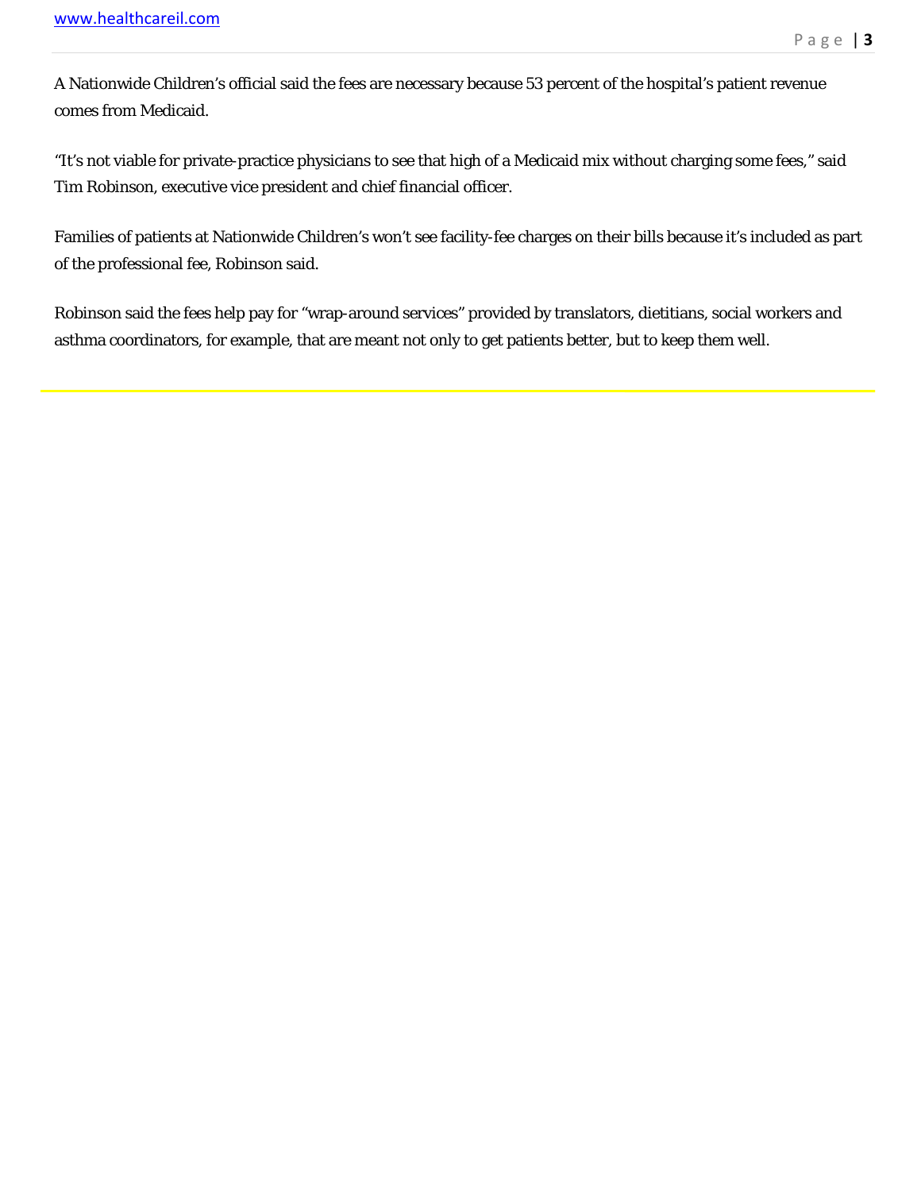A Nationwide Children's official said the fees are necessary because 53 percent of the hospital's patient revenue comes from Medicaid.

"It's not viable for private-practice physicians to see that high of a Medicaid mix without charging some fees," said Tim Robinson, executive vice president and chief financial officer.

Families of patients at Nationwide Children's won't see facility-fee charges on their bills because it's included as part of the professional fee, Robinson said.

Robinson said the fees help pay for "wrap-around services" provided by translators, dietitians, social workers and asthma coordinators, for example, that are meant not only to get patients better, but to keep them well.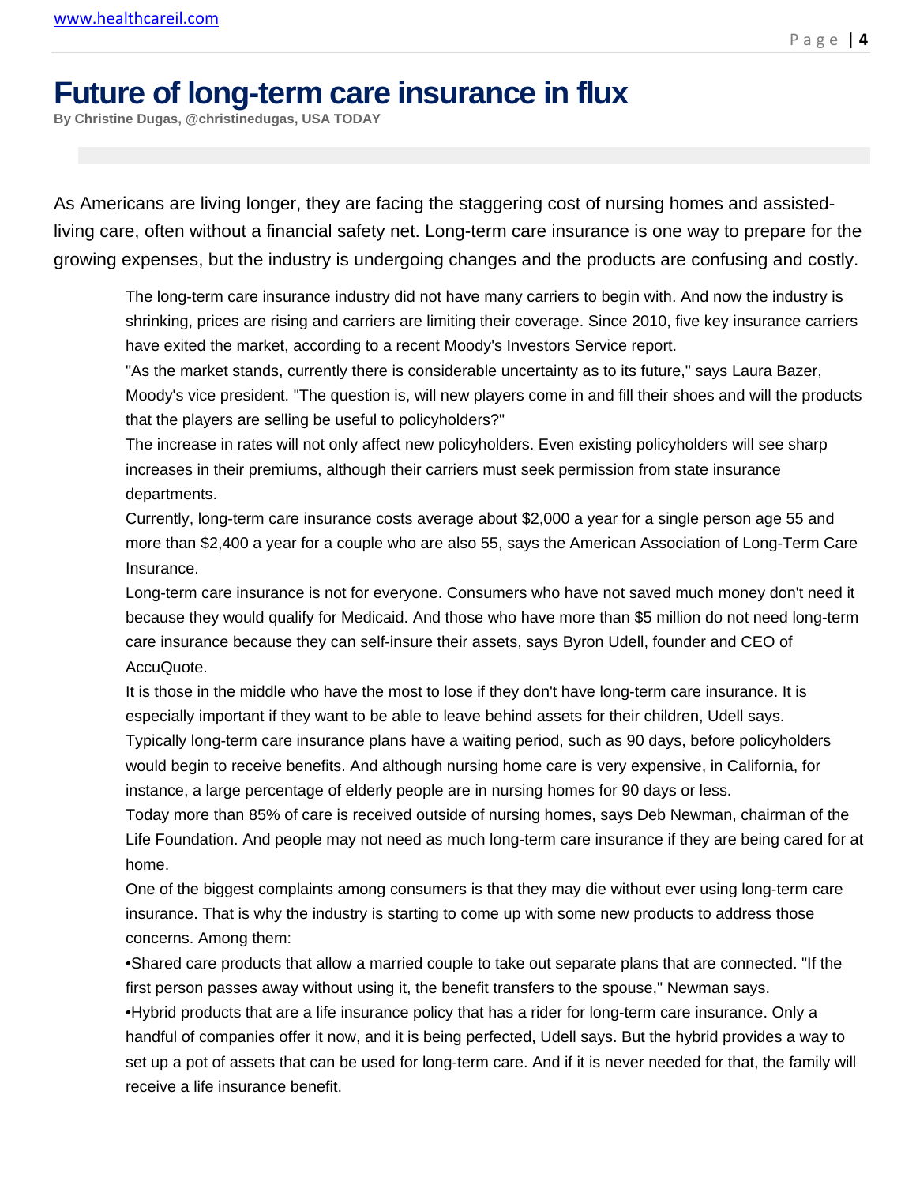# Future of long-term care insurance in flux

**By Christine Dugas, @christinedugas, USA TODAY**

As Americans are living longer, they are facing the staggering cost of nursing homes and assisted-living care, often without a financial safety net. Long-term care insurance is one way to prepare for the growing expenses, but the industry is undergoing changes and the products are confusing and costly.

The long-term care insurance industry did not have many carriers to begin with. And now the industry is shrinking, prices are rising and carriers are limiting their coverage. Since 2010, five key insurance carriers have exited the market, according to a recent Moody's Investors Service report.

"As the market stands, currently there is considerable uncertainty as to its future," says Laura Bazer, Moody's vice president. "The question is, will new players come in and fill their shoes and will the products that the players are selling be useful to policyholders?"

The increase in rates will not only affect new policyholders. Even existing policyholders will see sharp increases in their premiums, although their carriers must seek permission from state insurance departments.

Currently, long-term care insurance costs average about $2,000 a year for a single person age 55 and more than $2,400 a year for a couple who are also 55, says the American Association of Long-Term Care Insurance.

Long-term care insurance is not for everyone. Consumers who have not saved much money don't need it because they would qualify for Medicaid. And those who have more than $5 million do not need long-term care insurance because they can self-insure their assets, says Byron Udell, founder and CEO of AccuQuote.

It is those in the middle who have the most to lose if they don't have long-term care insurance. It is especially important if they want to be able to leave behind assets for their children, Udell says.

Typically long-term care insurance plans have a waiting period, such as 90 days, before policyholders would begin to receive benefits. And although nursing home care is very expensive, in California, for instance, a large percentage of elderly people are in nursing homes for 90 days or less.

Today more than 85% of care is received outside of nursing homes, says Deb Newman, chairman of the Life Foundation. And people may not need as much long-term care insurance if they are being cared for at home.

One of the biggest complaints among consumers is that they may die without ever using long-term care insurance. That is why the industry is starting to come up with some new products to address those concerns. Among them:

- Shared care products that allow a married couple to take out separate plans that are connected. "If the first person passes away without using it, the benefit transfers to the spouse," Newman says.
- Hybrid products that are a life insurance policy that has a rider for long-term care insurance. Only a handful of companies offer it now, and it is being perfected, Udell says. But the hybrid provides a way to set up a pot of assets that can be used for long-term care. And if it is never needed for that, the family will receive a life insurance benefit.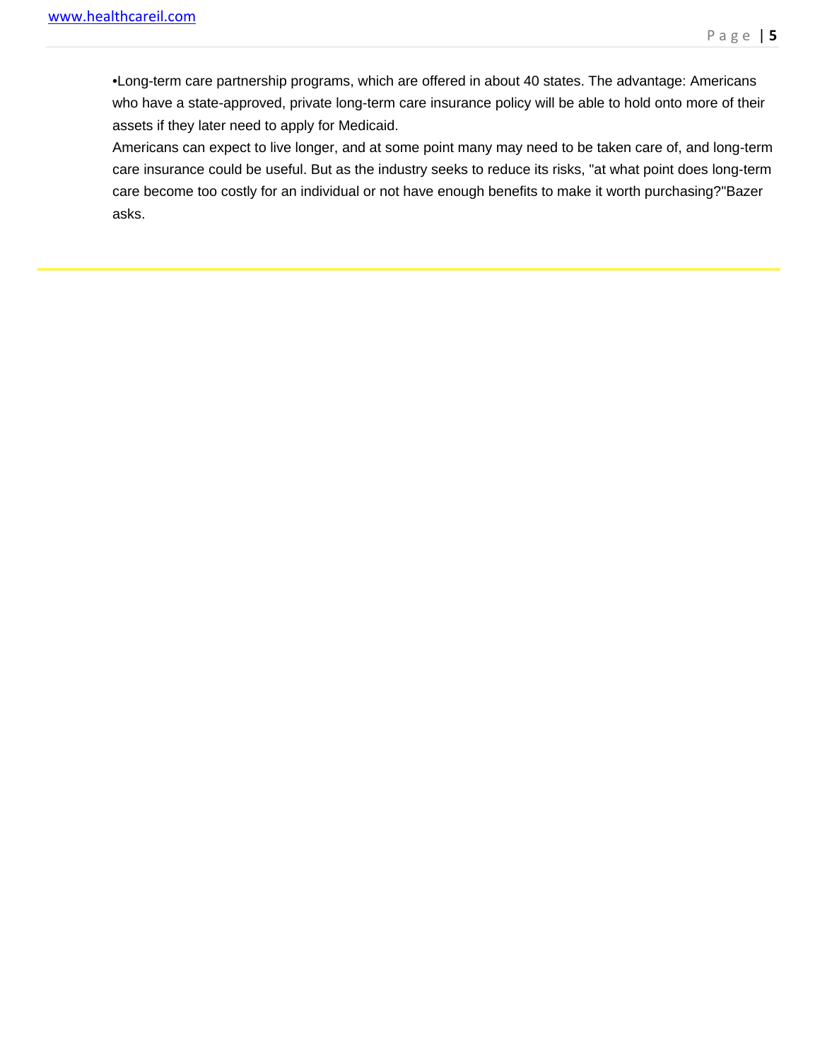•Long-term care partnership programs, which are offered in about 40 states. The advantage: Americans who have a state-approved, private long-term care insurance policy will be able to hold onto more of their assets if they later need to apply for Medicaid.

Americans can expect to live longer, and at some point many may need to be taken care of, and long-term care insurance could be useful. But as the industry seeks to reduce its risks, "at what point does long-term care become too costly for an individual or not have enough benefits to make it worth purchasing?"Bazer asks.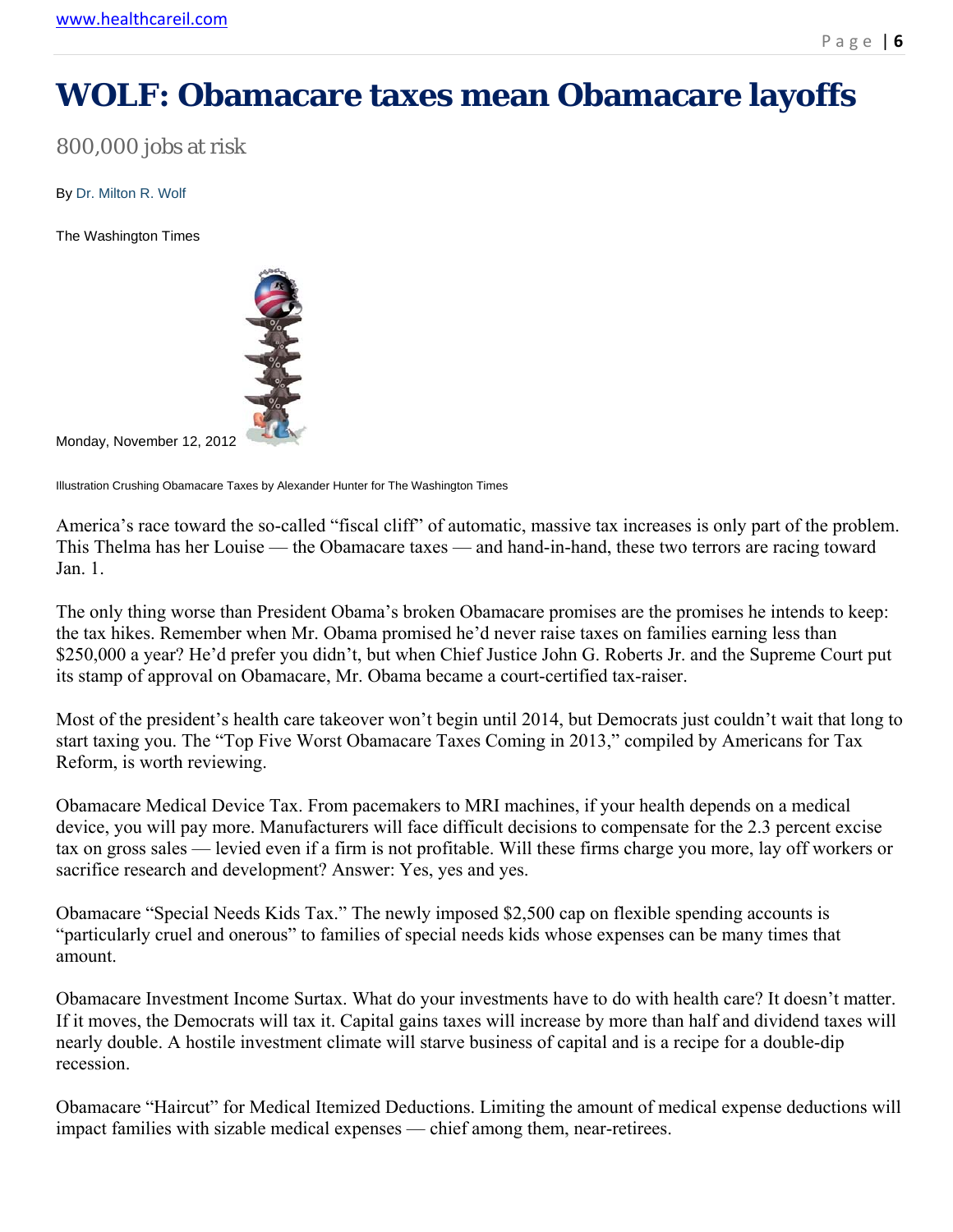# WOLF: Obamacare taxes mean Obamacare layoffs

800,000 jobs at risk

By Dr. Milton R. Wolf

The Washington Times

Monday, November 12, 2012

Illustration Crushing Obamacare Taxes by Alexander Hunter for The Washington Times

America's race toward the so-called "fiscal cliff" of automatic, massive tax increases is only part of the problem. This Thelma has her Louise — the Obamacare taxes — and hand-in-hand, these two terrors are racing toward Jan. 1.

The only thing worse than President Obama's broken Obamacare promises are the promises he intends to keep: the tax hikes. Remember when Mr. Obama promised he'd never raise taxes on families earning less than $250,000 a year? He'd prefer you didn't, but when Chief Justice John G. Roberts Jr. and the Supreme Court put its stamp of approval on Obamacare, Mr. Obama became a court-certified tax-raiser.

Most of the president's health care takeover won't begin until 2014, but Democrats just couldn't wait that long to start taxing you. The "Top Five Worst Obamacare Taxes Coming in 2013," compiled by Americans for Tax Reform, is worth reviewing.

Obamacare Medical Device Tax. From pacemakers to MRI machines, if your health depends on a medical device, you will pay more. Manufacturers will face difficult decisions to compensate for the 2.3 percent excise tax on gross sales — levied even if a firm is not profitable. Will these firms charge you more, lay off workers or sacrifice research and development? Answer: Yes, yes and yes.

Obamacare "Special Needs Kids Tax." The newly imposed $2,500 cap on flexible spending accounts is "particularly cruel and onerous" to families of special needs kids whose expenses can be many times that amount.

Obamacare Investment Income Surtax. What do your investments have to do with health care? It doesn't matter. If it moves, the Democrats will tax it. Capital gains taxes will increase by more than half and dividend taxes will nearly double. A hostile investment climate will starve business of capital and is a recipe for a double-dip recession.

Obamacare "Haircut" for Medical Itemized Deductions. Limiting the amount of medical expense deductions will impact families with sizable medical expenses — chief among them, near-retirees.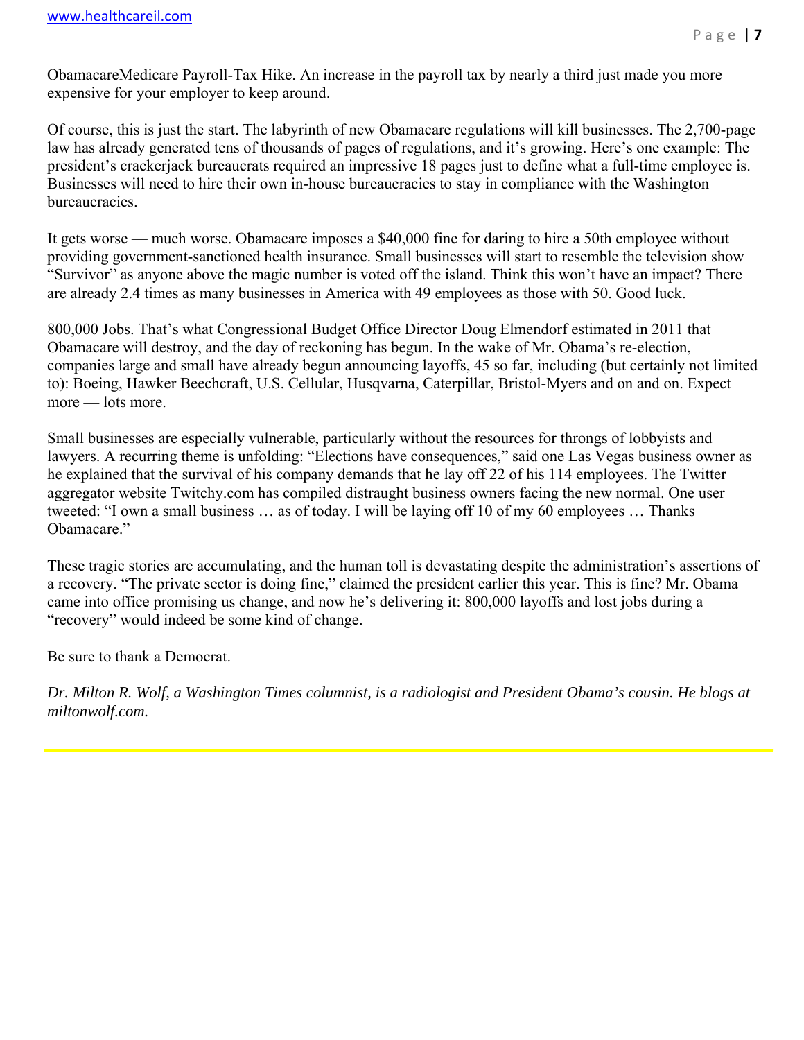ObamacareMedicare Payroll-Tax Hike. An increase in the payroll tax by nearly a third just made you more expensive for your employer to keep around.

Of course, this is just the start. The labyrinth of new Obamacare regulations will kill businesses. The 2,700-page law has already generated tens of thousands of pages of regulations, and it's growing. Here's one example: The president's crackerjack bureaucrats required an impressive 18 pages just to define what a full-time employee is. Businesses will need to hire their own in-house bureaucracies to stay in compliance with the Washington bureaucracies.

It gets worse — much worse. Obamacare imposes a $40,000 fine for daring to hire a 50th employee without providing government-sanctioned health insurance. Small businesses will start to resemble the television show "Survivor" as anyone above the magic number is voted off the island. Think this won't have an impact? There are already 2.4 times as many businesses in America with 49 employees as those with 50. Good luck.

800,000 Jobs. That's what Congressional Budget Office Director Doug Elmendorf estimated in 2011 that Obamacare will destroy, and the day of reckoning has begun. In the wake of Mr. Obama's re-election, companies large and small have already begun announcing layoffs, 45 so far, including (but certainly not limited to): Boeing, Hawker Beechcraft, U.S. Cellular, Husqvarna, Caterpillar, Bristol-Myers and on and on. Expect more — lots more.

Small businesses are especially vulnerable, particularly without the resources for throngs of lobbyists and lawyers. A recurring theme is unfolding: "Elections have consequences," said one Las Vegas business owner as he explained that the survival of his company demands that he lay off 22 of his 114 employees. The Twitter aggregator website Twitchy.com has compiled distraught business owners facing the new normal. One user tweeted: "I own a small business … as of today. I will be laying off 10 of my 60 employees … Thanks Obamacare."

These tragic stories are accumulating, and the human toll is devastating despite the administration's assertions of a recovery. "The private sector is doing fine," claimed the president earlier this year. This is fine? Mr. Obama came into office promising us change, and now he's delivering it: 800,000 layoffs and lost jobs during a "recovery" would indeed be some kind of change.

Be sure to thank a Democrat.

*Dr. Milton R. Wolf, a Washington Times columnist, is a radiologist and President Obama's cousin. He blogs at miltonwolf.com.*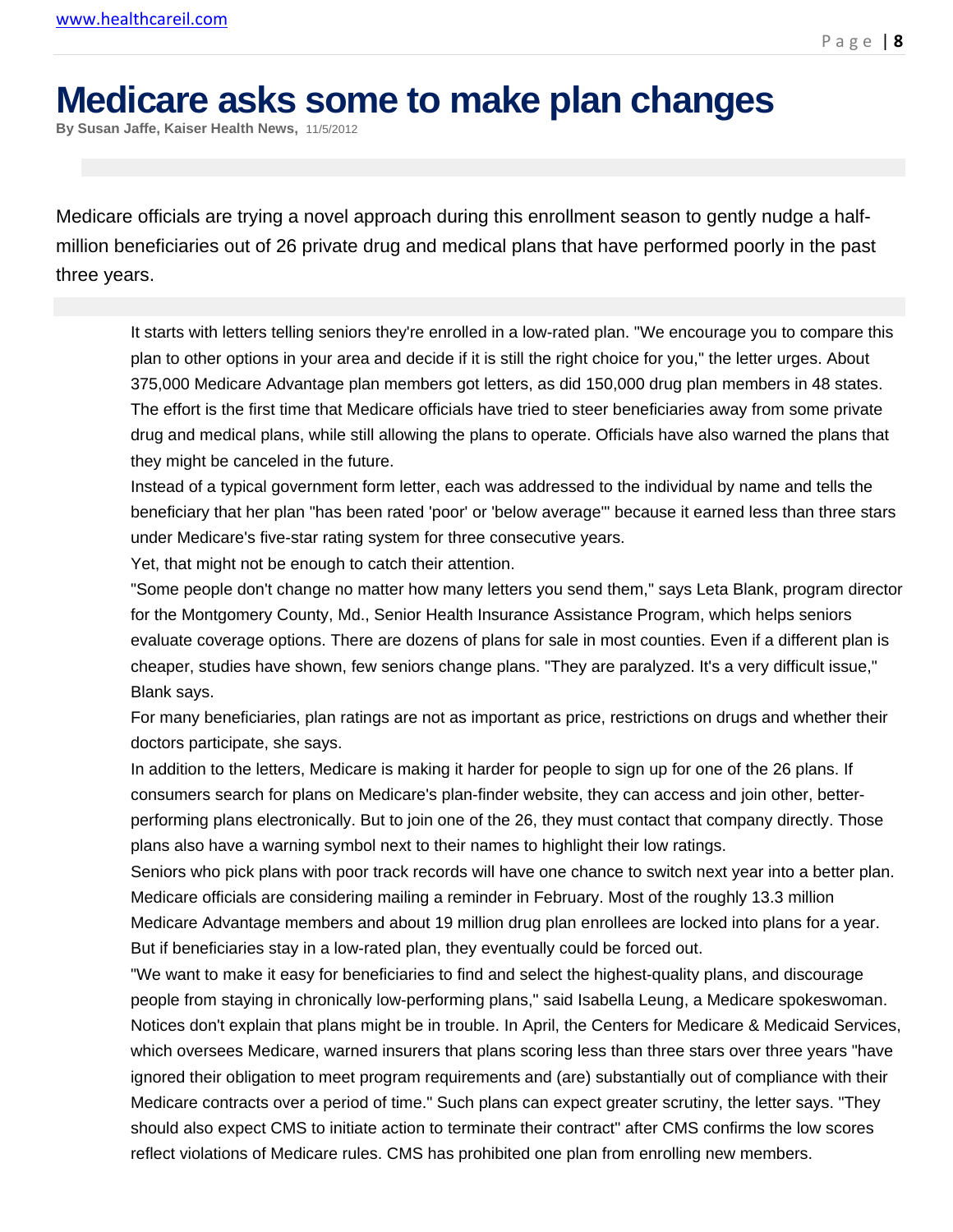# Medicare asks some to make plan changes

**By Susan Jaffe, Kaiser Health News,** 11/5/2012

Medicare officials are trying a novel approach during this enrollment season to gently nudge a half-million beneficiaries out of 26 private drug and medical plans that have performed poorly in the past three years.

It starts with letters telling seniors they're enrolled in a low-rated plan. "We encourage you to compare this plan to other options in your area and decide if it is still the right choice for you," the letter urges. About 375,000 Medicare Advantage plan members got letters, as did 150,000 drug plan members in 48 states. The effort is the first time that Medicare officials have tried to steer beneficiaries away from some private drug and medical plans, while still allowing the plans to operate. Officials have also warned the plans that they might be canceled in the future.

Instead of a typical government form letter, each was addressed to the individual by name and tells the beneficiary that her plan "has been rated 'poor' or 'below average'" because it earned less than three stars under Medicare's five-star rating system for three consecutive years.

Yet, that might not be enough to catch their attention.

"Some people don't change no matter how many letters you send them," says Leta Blank, program director for the Montgomery County, Md., Senior Health Insurance Assistance Program, which helps seniors evaluate coverage options. There are dozens of plans for sale in most counties. Even if a different plan is cheaper, studies have shown, few seniors change plans. "They are paralyzed. It's a very difficult issue," Blank says.

For many beneficiaries, plan ratings are not as important as price, restrictions on drugs and whether their doctors participate, she says.

In addition to the letters, Medicare is making it harder for people to sign up for one of the 26 plans. If consumers search for plans on Medicare's plan-finder website, they can access and join other, better-performing plans electronically. But to join one of the 26, they must contact that company directly. Those plans also have a warning symbol next to their names to highlight their low ratings.

Seniors who pick plans with poor track records will have one chance to switch next year into a better plan. Medicare officials are considering mailing a reminder in February. Most of the roughly 13.3 million Medicare Advantage members and about 19 million drug plan enrollees are locked into plans for a year. But if beneficiaries stay in a low-rated plan, they eventually could be forced out.

"We want to make it easy for beneficiaries to find and select the highest-quality plans, and discourage people from staying in chronically low-performing plans," said Isabella Leung, a Medicare spokeswoman.

Notices don't explain that plans might be in trouble. In April, the Centers for Medicare & Medicaid Services, which oversees Medicare, warned insurers that plans scoring less than three stars over three years "have ignored their obligation to meet program requirements and (are) substantially out of compliance with their Medicare contracts over a period of time." Such plans can expect greater scrutiny, the letter says. "They should also expect CMS to initiate action to terminate their contract" after CMS confirms the low scores reflect violations of Medicare rules. CMS has prohibited one plan from enrolling new members.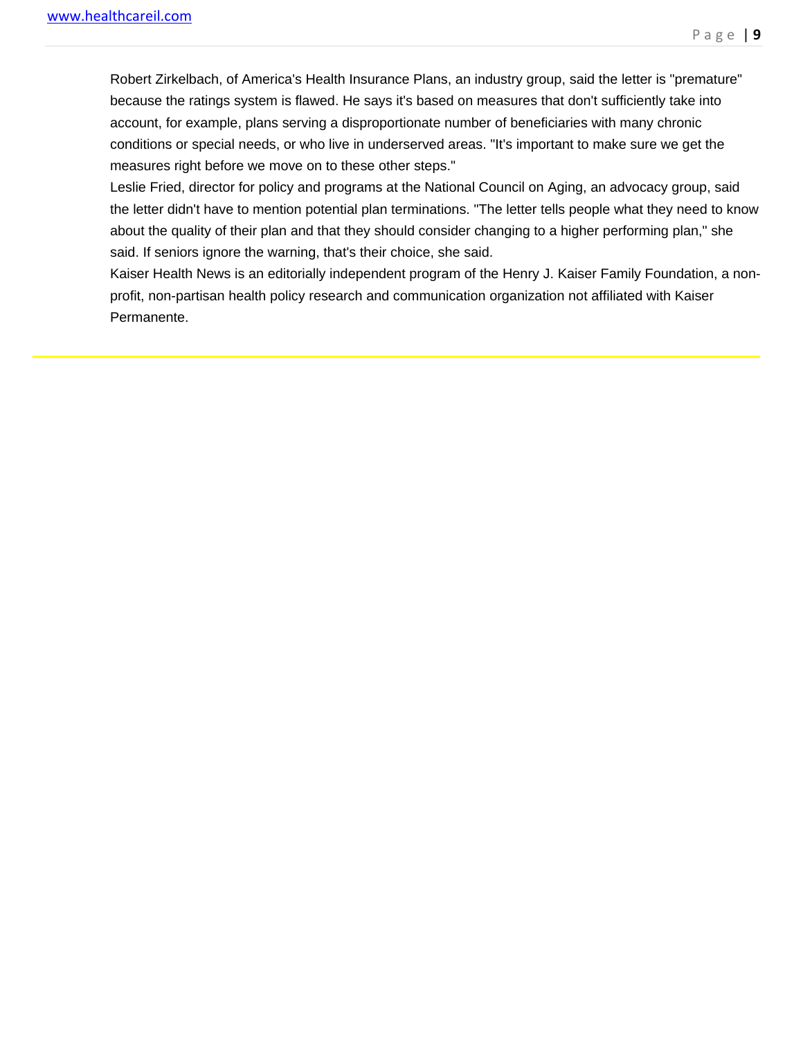Robert Zirkelbach, of America's Health Insurance Plans, an industry group, said the letter is "premature" because the ratings system is flawed. He says it's based on measures that don't sufficiently take into account, for example, plans serving a disproportionate number of beneficiaries with many chronic conditions or special needs, or who live in underserved areas. "It's important to make sure we get the measures right before we move on to these other steps."

Leslie Fried, director for policy and programs at the National Council on Aging, an advocacy group, said the letter didn't have to mention potential plan terminations. "The letter tells people what they need to know about the quality of their plan and that they should consider changing to a higher performing plan," she said. If seniors ignore the warning, that's their choice, she said.

Kaiser Health News is an editorially independent program of the Henry J. Kaiser Family Foundation, a non-profit, non-partisan health policy research and communication organization not affiliated with Kaiser Permanente.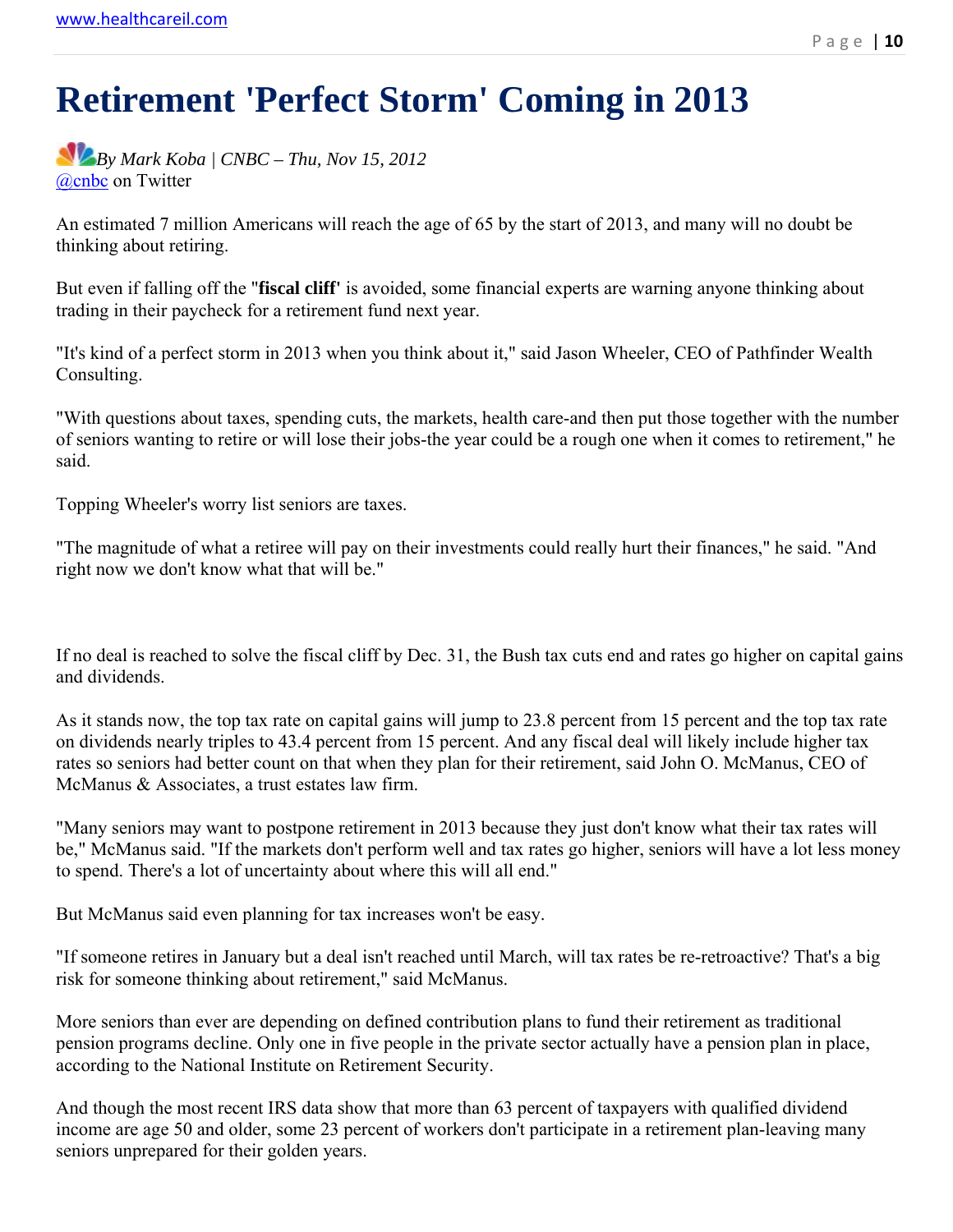# Retirement 'Perfect Storm' Coming in 2013

*By Mark Koba | CNBC – Thu, Nov 15, 2012*
@cnbc on Twitter

An estimated 7 million Americans will reach the age of 65 by the start of 2013, and many will no doubt be thinking about retiring.

But even if falling off the "**fiscal cliff**' is avoided, some financial experts are warning anyone thinking about trading in their paycheck for a retirement fund next year.

"It's kind of a perfect storm in 2013 when you think about it," said Jason Wheeler, CEO of Pathfinder Wealth Consulting.

"With questions about taxes, spending cuts, the markets, health care-and then put those together with the number of seniors wanting to retire or will lose their jobs-the year could be a rough one when it comes to retirement," he said.

Topping Wheeler's worry list seniors are taxes.

"The magnitude of what a retiree will pay on their investments could really hurt their finances," he said. "And right now we don't know what that will be."

If no deal is reached to solve the fiscal cliff by Dec. 31, the Bush tax cuts end and rates go higher on capital gains and dividends.

As it stands now, the top tax rate on capital gains will jump to 23.8 percent from 15 percent and the top tax rate on dividends nearly triples to 43.4 percent from 15 percent. And any fiscal deal will likely include higher tax rates so seniors had better count on that when they plan for their retirement, said John O. McManus, CEO of McManus & Associates, a trust estates law firm.

"Many seniors may want to postpone retirement in 2013 because they just don't know what their tax rates will be," McManus said. "If the markets don't perform well and tax rates go higher, seniors will have a lot less money to spend. There's a lot of uncertainty about where this will all end."

But McManus said even planning for tax increases won't be easy.

"If someone retires in January but a deal isn't reached until March, will tax rates be re-retroactive? That's a big risk for someone thinking about retirement," said McManus.

More seniors than ever are depending on defined contribution plans to fund their retirement as traditional pension programs decline. Only one in five people in the private sector actually have a pension plan in place, according to the National Institute on Retirement Security.

And though the most recent IRS data show that more than 63 percent of taxpayers with qualified dividend income are age 50 and older, some 23 percent of workers don't participate in a retirement plan-leaving many seniors unprepared for their golden years.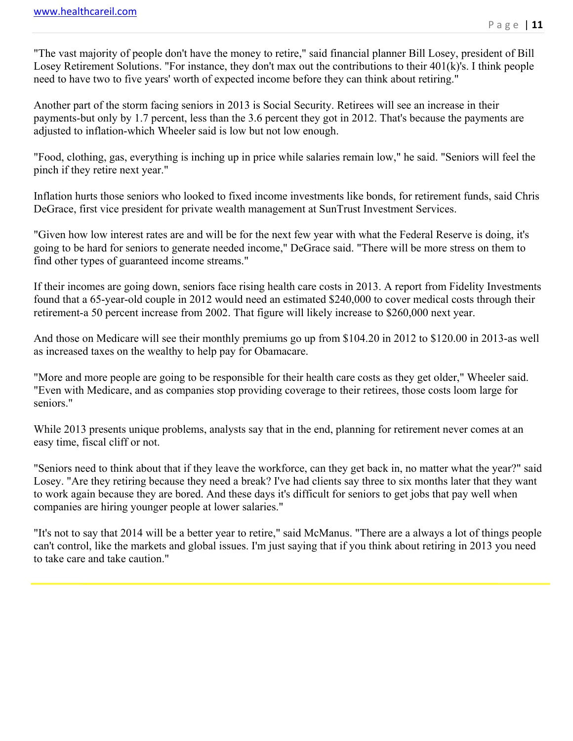"The vast majority of people don't have the money to retire," said financial planner Bill Losey, president of Bill Losey Retirement Solutions. "For instance, they don't max out the contributions to their 401(k)'s. I think people need to have two to five years' worth of expected income before they can think about retiring."

Another part of the storm facing seniors in 2013 is Social Security. Retirees will see an increase in their payments-but only by 1.7 percent, less than the 3.6 percent they got in 2012. That's because the payments are adjusted to inflation-which Wheeler said is low but not low enough.

"Food, clothing, gas, everything is inching up in price while salaries remain low," he said. "Seniors will feel the pinch if they retire next year."

Inflation hurts those seniors who looked to fixed income investments like bonds, for retirement funds, said Chris DeGrace, first vice president for private wealth management at SunTrust Investment Services.

"Given how low interest rates are and will be for the next few year with what the Federal Reserve is doing, it's going to be hard for seniors to generate needed income," DeGrace said. "There will be more stress on them to find other types of guaranteed income streams."

If their incomes are going down, seniors face rising health care costs in 2013. A report from Fidelity Investments found that a 65-year-old couple in 2012 would need an estimated $240,000 to cover medical costs through their retirement-a 50 percent increase from 2002. That figure will likely increase to $260,000 next year.

And those on Medicare will see their monthly premiums go up from $104.20 in 2012 to $120.00 in 2013-as well as increased taxes on the wealthy to help pay for Obamacare.

"More and more people are going to be responsible for their health care costs as they get older," Wheeler said. "Even with Medicare, and as companies stop providing coverage to their retirees, those costs loom large for seniors."

While 2013 presents unique problems, analysts say that in the end, planning for retirement never comes at an easy time, fiscal cliff or not.

"Seniors need to think about that if they leave the workforce, can they get back in, no matter what the year?" said Losey. "Are they retiring because they need a break? I've had clients say three to six months later that they want to work again because they are bored. And these days it's difficult for seniors to get jobs that pay well when companies are hiring younger people at lower salaries."

"It's not to say that 2014 will be a better year to retire," said McManus. "There are a always a lot of things people can't control, like the markets and global issues. I'm just saying that if you think about retiring in 2013 you need to take care and take caution."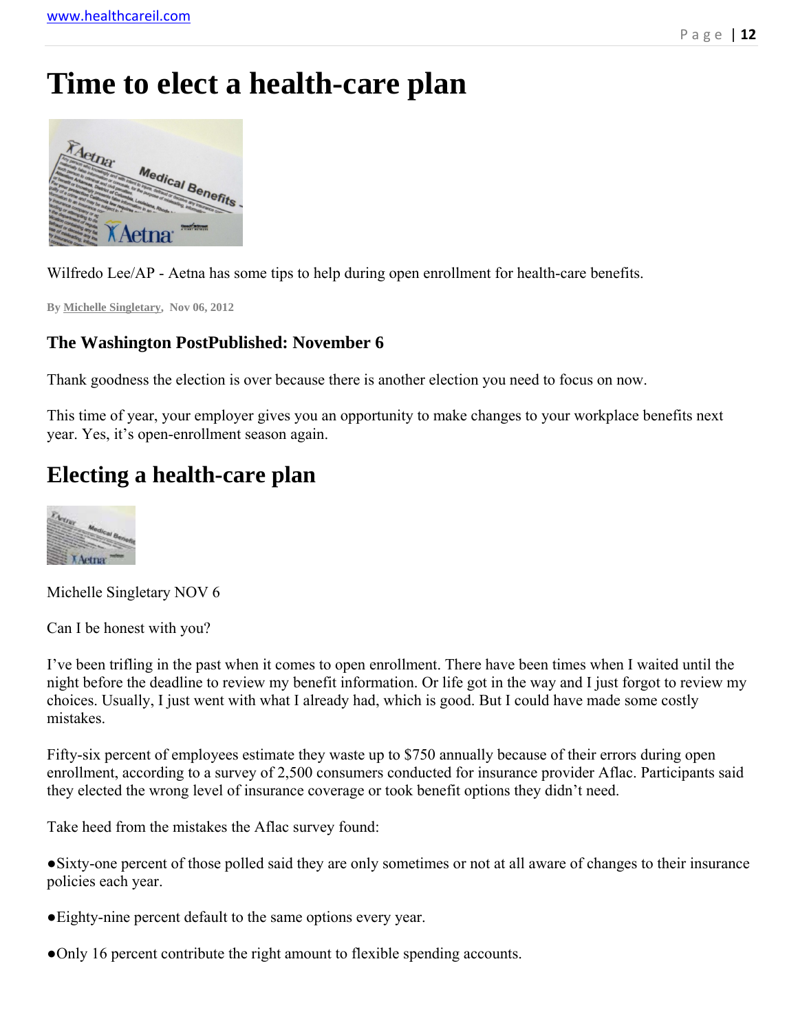# Time to elect a health-care plan

Wilfredo Lee/AP - Aetna has some tips to help during open enrollment for health-care benefits.

By Michelle Singletary, Nov 06, 2012

### The Washington PostPublished: November 6

Thank goodness the election is over because there is another election you need to focus on now.

This time of year, your employer gives you an opportunity to make changes to your workplace benefits next year. Yes, it's open-enrollment season again.

## Electing a health-care plan

Michelle Singletary NOV 6

Can I be honest with you?

I've been trifling in the past when it comes to open enrollment. There have been times when I waited until the night before the deadline to review my benefit information. Or life got in the way and I just forgot to review my choices. Usually, I just went with what I already had, which is good. But I could have made some costly mistakes.

Fifty-six percent of employees estimate they waste up to $750 annually because of their errors during open enrollment, according to a survey of 2,500 consumers conducted for insurance provider Aflac. Participants said they elected the wrong level of insurance coverage or took benefit options they didn't need.

Take heed from the mistakes the Aflac survey found:

- Sixty-one percent of those polled said they are only sometimes or not at all aware of changes to their insurance policies each year.
- Eighty-nine percent default to the same options every year.
- Only 16 percent contribute the right amount to flexible spending accounts.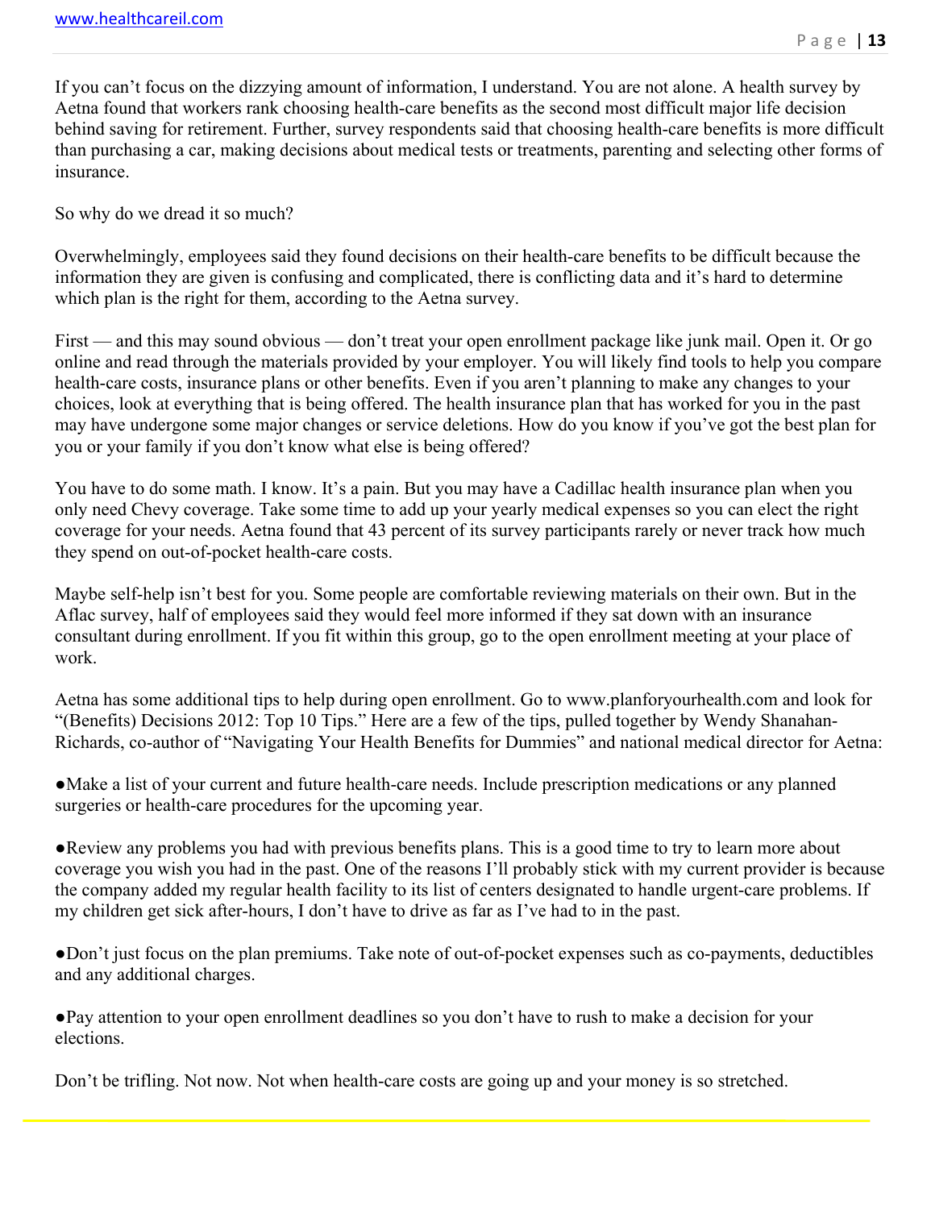If you can't focus on the dizzying amount of information, I understand. You are not alone. A health survey by Aetna found that workers rank choosing health-care benefits as the second most difficult major life decision behind saving for retirement. Further, survey respondents said that choosing health-care benefits is more difficult than purchasing a car, making decisions about medical tests or treatments, parenting and selecting other forms of insurance.

So why do we dread it so much?

Overwhelmingly, employees said they found decisions on their health-care benefits to be difficult because the information they are given is confusing and complicated, there is conflicting data and it's hard to determine which plan is the right for them, according to the Aetna survey.

First — and this may sound obvious — don't treat your open enrollment package like junk mail. Open it. Or go online and read through the materials provided by your employer. You will likely find tools to help you compare health-care costs, insurance plans or other benefits. Even if you aren't planning to make any changes to your choices, look at everything that is being offered. The health insurance plan that has worked for you in the past may have undergone some major changes or service deletions. How do you know if you've got the best plan for you or your family if you don't know what else is being offered?

You have to do some math. I know. It's a pain. But you may have a Cadillac health insurance plan when you only need Chevy coverage. Take some time to add up your yearly medical expenses so you can elect the right coverage for your needs. Aetna found that 43 percent of its survey participants rarely or never track how much they spend on out-of-pocket health-care costs.

Maybe self-help isn't best for you. Some people are comfortable reviewing materials on their own. But in the Aflac survey, half of employees said they would feel more informed if they sat down with an insurance consultant during enrollment. If you fit within this group, go to the open enrollment meeting at your place of work.

Aetna has some additional tips to help during open enrollment. Go to www.planforyourhealth.com and look for "(Benefits) Decisions 2012: Top 10 Tips." Here are a few of the tips, pulled together by Wendy Shanahan-Richards, co-author of "Navigating Your Health Benefits for Dummies" and national medical director for Aetna:

● Make a list of your current and future health-care needs. Include prescription medications or any planned surgeries or health-care procedures for the upcoming year.

● Review any problems you had with previous benefits plans. This is a good time to try to learn more about coverage you wish you had in the past. One of the reasons I'll probably stick with my current provider is because the company added my regular health facility to its list of centers designated to handle urgent-care problems. If my children get sick after-hours, I don't have to drive as far as I've had to in the past.

● Don't just focus on the plan premiums. Take note of out-of-pocket expenses such as co-payments, deductibles and any additional charges.

● Pay attention to your open enrollment deadlines so you don't have to rush to make a decision for your elections.

Don't be trifling. Not now. Not when health-care costs are going up and your money is so stretched.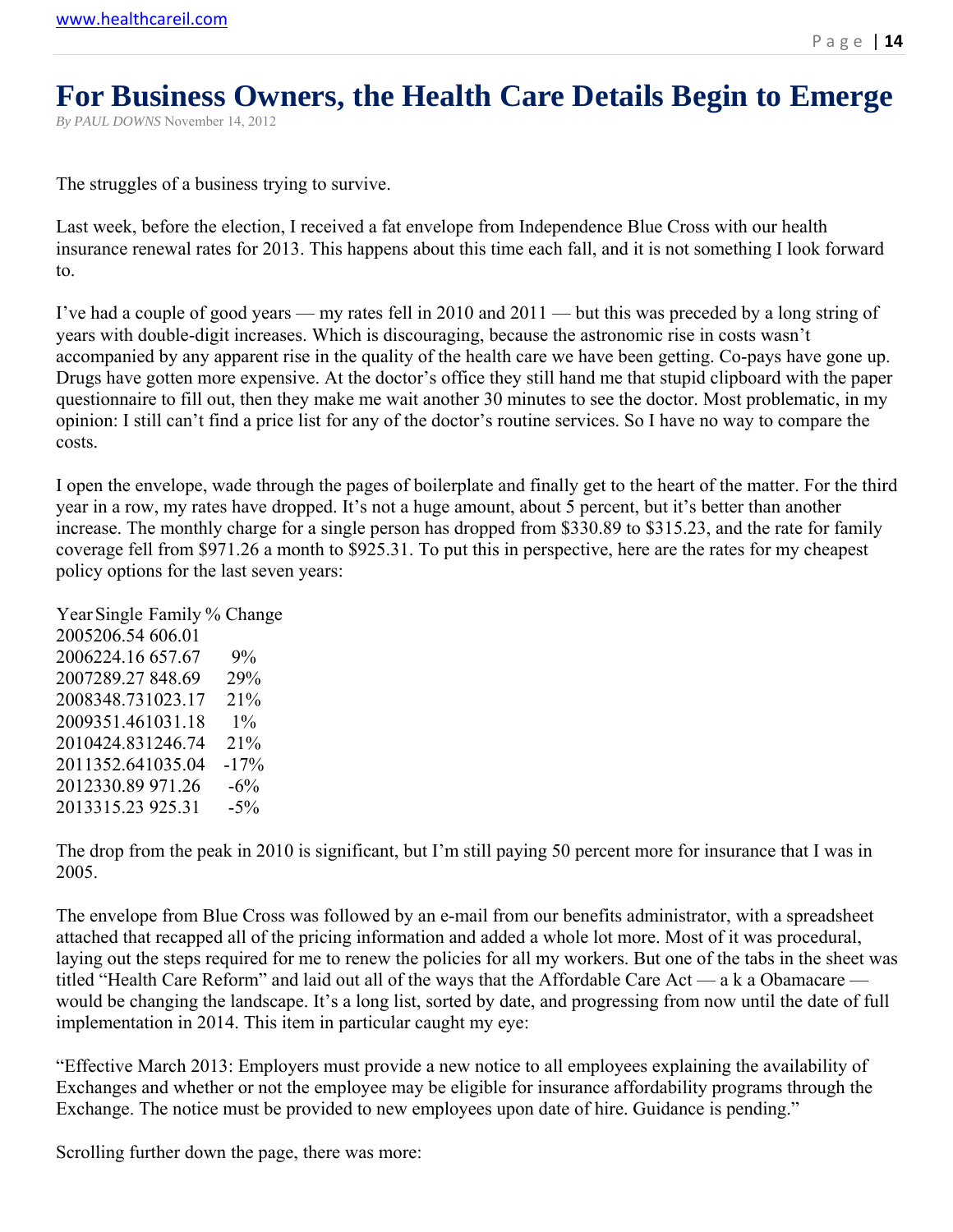# For Business Owners, the Health Care Details Begin to Emerge

*By PAUL DOWNS* November 14, 2012

The struggles of a business trying to survive.

Last week, before the election, I received a fat envelope from Independence Blue Cross with our health insurance renewal rates for 2013. This happens about this time each fall, and it is not something I look forward to.

I've had a couple of good years — my rates fell in 2010 and 2011 — but this was preceded by a long string of years with double-digit increases. Which is discouraging, because the astronomic rise in costs wasn't accompanied by any apparent rise in the quality of the health care we have been getting. Co-pays have gone up. Drugs have gotten more expensive. At the doctor's office they still hand me that stupid clipboard with the paper questionnaire to fill out, then they make me wait another 30 minutes to see the doctor. Most problematic, in my opinion: I still can't find a price list for any of the doctor's routine services. So I have no way to compare the costs.

I open the envelope, wade through the pages of boilerplate and finally get to the heart of the matter. For the third year in a row, my rates have dropped. It's not a huge amount, about 5 percent, but it's better than another increase. The monthly charge for a single person has dropped from $330.89 to $315.23, and the rate for family coverage fell from $971.26 a month to $925.31. To put this in perspective, here are the rates for my cheapest policy options for the last seven years:

| Year | Single | Family | % Change |
|---|---|---|---|
| 2005 | 206.54 | 606.01 | |
| 2006 | 224.16 | 657.67 | 9% |
| 2007 | 289.27 | 848.69 | 29% |
| 2008 | 348.73 | 1023.17 | 21% |
| 2009 | 351.46 | 1031.18 | 1% |
| 2010 | 424.83 | 1246.74 | 21% |
| 2011 | 352.64 | 1035.04 | -17% |
| 2012 | 330.89 | 971.26 | -6% |
| 2013 | 315.23 | 925.31 | -5% |

The drop from the peak in 2010 is significant, but I'm still paying 50 percent more for insurance that I was in 2005.

The envelope from Blue Cross was followed by an e-mail from our benefits administrator, with a spreadsheet attached that recapped all of the pricing information and added a whole lot more. Most of it was procedural, laying out the steps required for me to renew the policies for all my workers. But one of the tabs in the sheet was titled "Health Care Reform" and laid out all of the ways that the Affordable Care Act — a k a Obamacare — would be changing the landscape. It's a long list, sorted by date, and progressing from now until the date of full implementation in 2014. This item in particular caught my eye:

"Effective March 2013: Employers must provide a new notice to all employees explaining the availability of Exchanges and whether or not the employee may be eligible for insurance affordability programs through the Exchange. The notice must be provided to new employees upon date of hire. Guidance is pending."

Scrolling further down the page, there was more: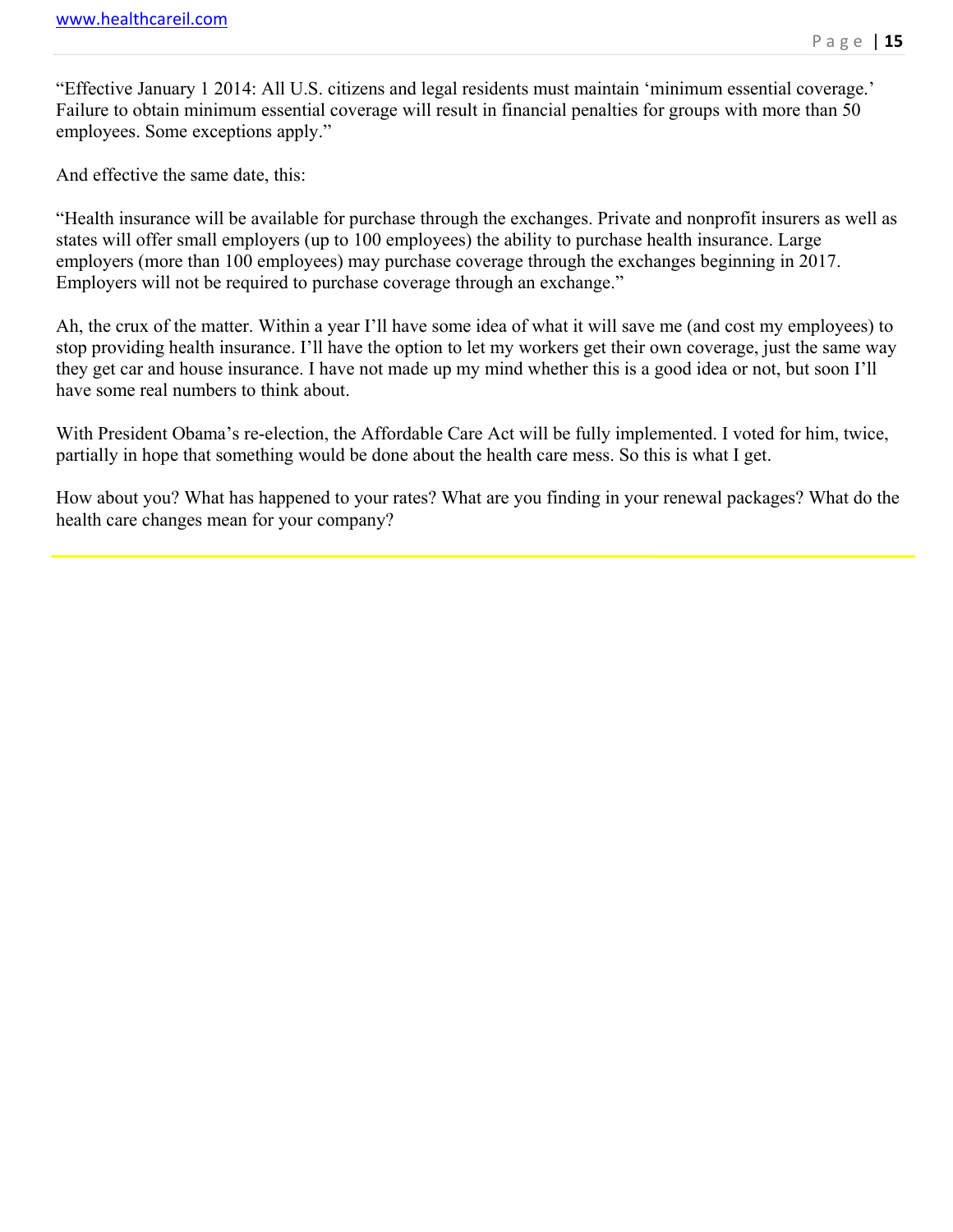"Effective January 1 2014: All U.S. citizens and legal residents must maintain 'minimum essential coverage.' Failure to obtain minimum essential coverage will result in financial penalties for groups with more than 50 employees. Some exceptions apply."

And effective the same date, this:

"Health insurance will be available for purchase through the exchanges. Private and nonprofit insurers as well as states will offer small employers (up to 100 employees) the ability to purchase health insurance. Large employers (more than 100 employees) may purchase coverage through the exchanges beginning in 2017. Employers will not be required to purchase coverage through an exchange."

Ah, the crux of the matter. Within a year I'll have some idea of what it will save me (and cost my employees) to stop providing health insurance. I'll have the option to let my workers get their own coverage, just the same way they get car and house insurance. I have not made up my mind whether this is a good idea or not, but soon I'll have some real numbers to think about.

With President Obama's re-election, the Affordable Care Act will be fully implemented. I voted for him, twice, partially in hope that something would be done about the health care mess. So this is what I get.

How about you? What has happened to your rates? What are you finding in your renewal packages? What do the health care changes mean for your company?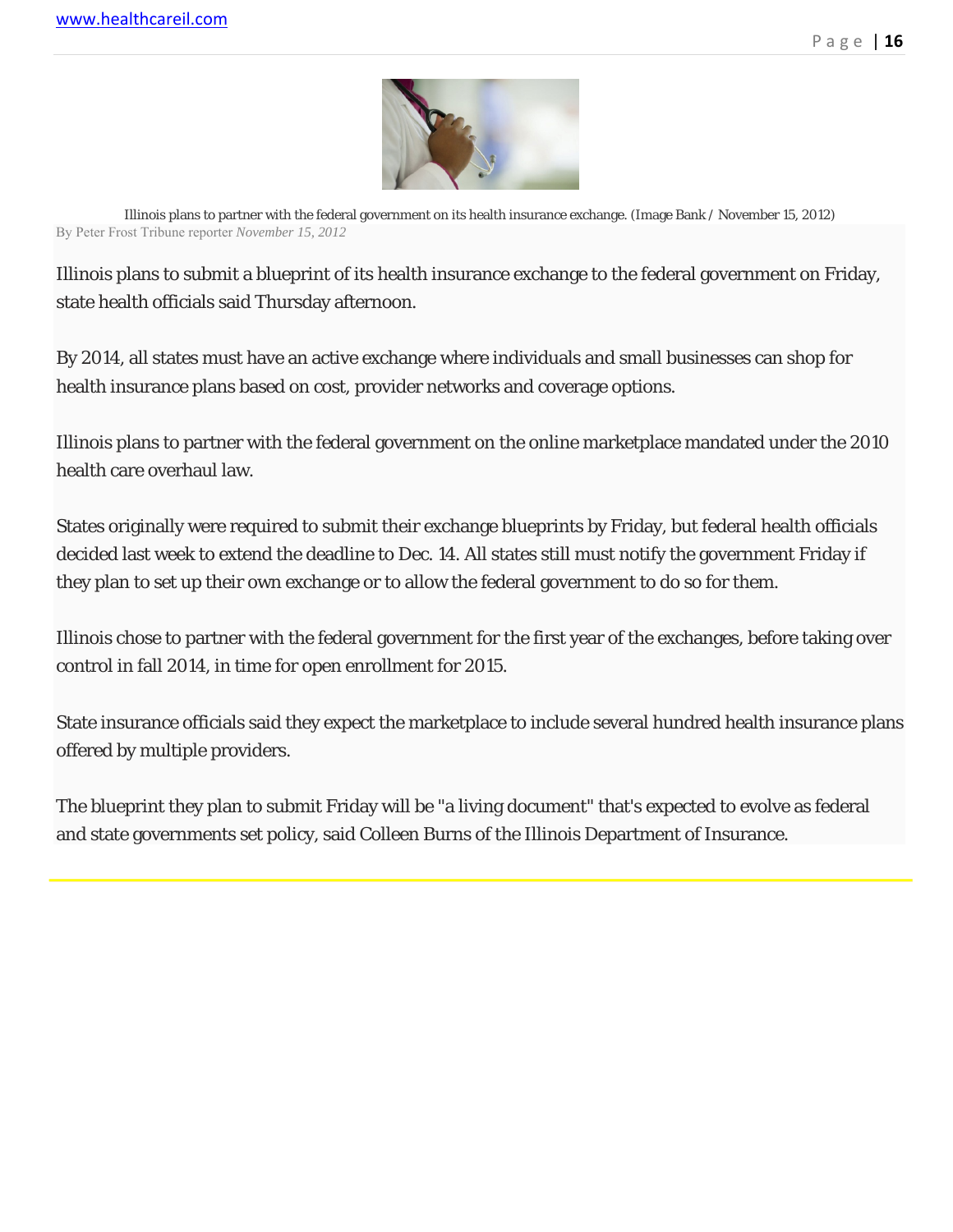Illinois plans to partner with the federal government on its health insurance exchange. (Image Bank / November 15, 2012)

By Peter Frost Tribune reporter *November 15, 2012*

Illinois plans to submit a blueprint of its health insurance exchange to the federal government on Friday, state health officials said Thursday afternoon.

By 2014, all states must have an active exchange where individuals and small businesses can shop for health insurance plans based on cost, provider networks and coverage options.

Illinois plans to partner with the federal government on the online marketplace mandated under the 2010 health care overhaul law.

States originally were required to submit their exchange blueprints by Friday, but federal health officials decided last week to extend the deadline to Dec. 14. All states still must notify the government Friday if they plan to set up their own exchange or to allow the federal government to do so for them.

Illinois chose to partner with the federal government for the first year of the exchanges, before taking over control in fall 2014, in time for open enrollment for 2015.

State insurance officials said they expect the marketplace to include several hundred health insurance plans offered by multiple providers.

The blueprint they plan to submit Friday will be "a living document" that's expected to evolve as federal and state governments set policy, said Colleen Burns of the Illinois Department of Insurance.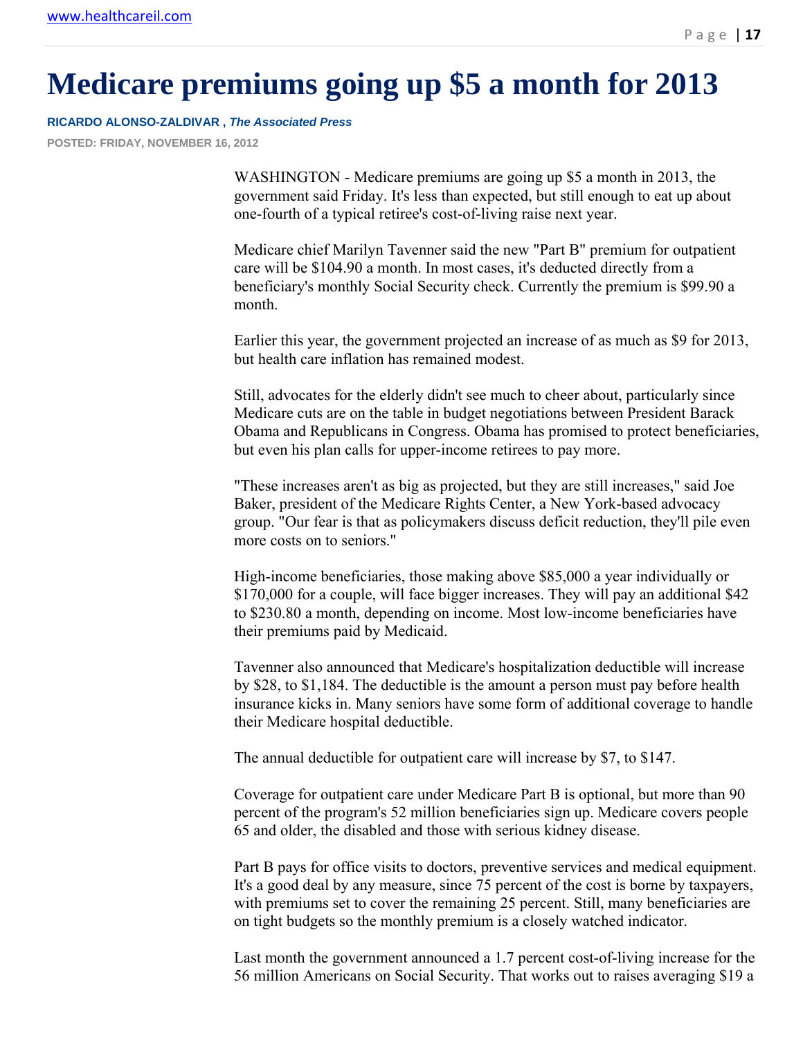# Medicare premiums going up $5 a month for 2013

**RICARDO ALONSO-ZALDIVAR , *The Associated Press***

**POSTED: FRIDAY, NOVEMBER 16, 2012**

WASHINGTON - Medicare premiums are going up $5 a month in 2013, the government said Friday. It's less than expected, but still enough to eat up about one-fourth of a typical retiree's cost-of-living raise next year.

Medicare chief Marilyn Tavenner said the new "Part B" premium for outpatient care will be $104.90 a month. In most cases, it's deducted directly from a beneficiary's monthly Social Security check. Currently the premium is $99.90 a month.

Earlier this year, the government projected an increase of as much as $9 for 2013, but health care inflation has remained modest.

Still, advocates for the elderly didn't see much to cheer about, particularly since Medicare cuts are on the table in budget negotiations between President Barack Obama and Republicans in Congress. Obama has promised to protect beneficiaries, but even his plan calls for upper-income retirees to pay more.

"These increases aren't as big as projected, but they are still increases," said Joe Baker, president of the Medicare Rights Center, a New York-based advocacy group. "Our fear is that as policymakers discuss deficit reduction, they'll pile even more costs on to seniors."

High-income beneficiaries, those making above $85,000 a year individually or $170,000 for a couple, will face bigger increases. They will pay an additional $42 to $230.80 a month, depending on income. Most low-income beneficiaries have their premiums paid by Medicaid.

Tavenner also announced that Medicare's hospitalization deductible will increase by $28, to $1,184. The deductible is the amount a person must pay before health insurance kicks in. Many seniors have some form of additional coverage to handle their Medicare hospital deductible.

The annual deductible for outpatient care will increase by $7, to $147.

Coverage for outpatient care under Medicare Part B is optional, but more than 90 percent of the program's 52 million beneficiaries sign up. Medicare covers people 65 and older, the disabled and those with serious kidney disease.

Part B pays for office visits to doctors, preventive services and medical equipment. It's a good deal by any measure, since 75 percent of the cost is borne by taxpayers, with premiums set to cover the remaining 25 percent. Still, many beneficiaries are on tight budgets so the monthly premium is a closely watched indicator.

Last month the government announced a 1.7 percent cost-of-living increase for the 56 million Americans on Social Security. That works out to raises averaging $19 a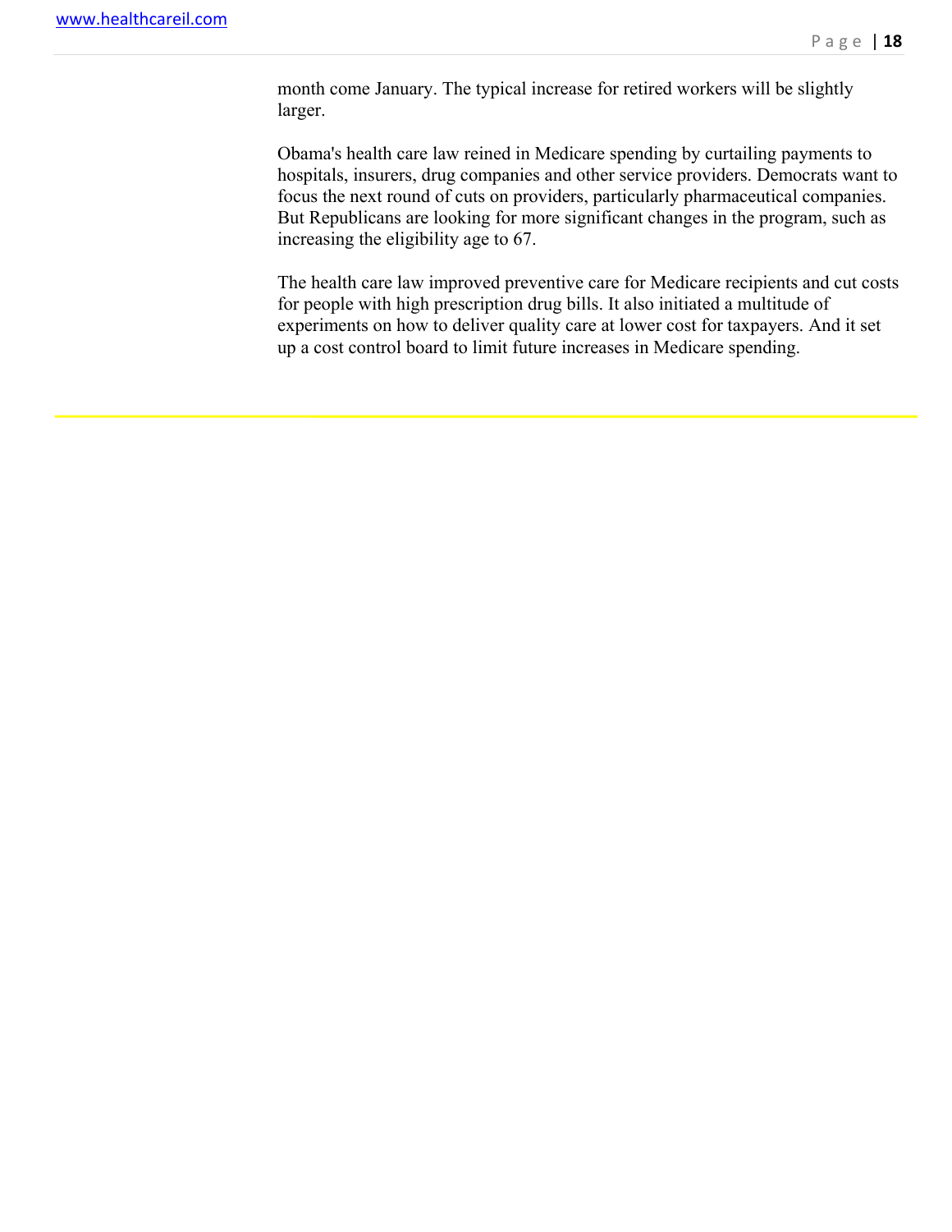month come January. The typical increase for retired workers will be slightly larger.

Obama's health care law reined in Medicare spending by curtailing payments to hospitals, insurers, drug companies and other service providers. Democrats want to focus the next round of cuts on providers, particularly pharmaceutical companies. But Republicans are looking for more significant changes in the program, such as increasing the eligibility age to 67.

The health care law improved preventive care for Medicare recipients and cut costs for people with high prescription drug bills. It also initiated a multitude of experiments on how to deliver quality care at lower cost for taxpayers. And it set up a cost control board to limit future increases in Medicare spending.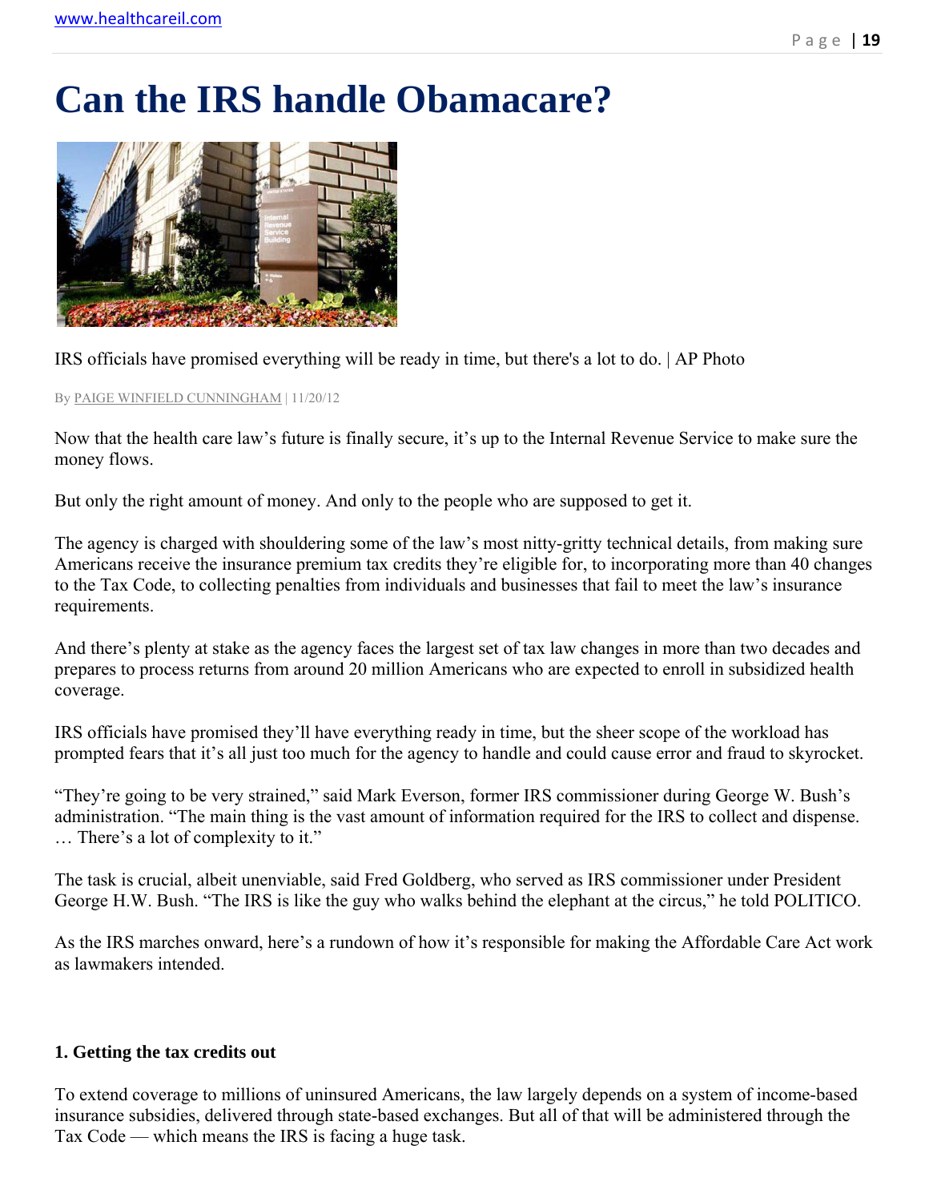# Can the IRS handle Obamacare?

IRS officials have promised everything will be ready in time, but there's a lot to do. | AP Photo

By PAIGE WINFIELD CUNNINGHAM | 11/20/12

Now that the health care law's future is finally secure, it's up to the Internal Revenue Service to make sure the money flows.

But only the right amount of money. And only to the people who are supposed to get it.

The agency is charged with shouldering some of the law's most nitty-gritty technical details, from making sure Americans receive the insurance premium tax credits they're eligible for, to incorporating more than 40 changes to the Tax Code, to collecting penalties from individuals and businesses that fail to meet the law's insurance requirements.

And there's plenty at stake as the agency faces the largest set of tax law changes in more than two decades and prepares to process returns from around 20 million Americans who are expected to enroll in subsidized health coverage.

IRS officials have promised they'll have everything ready in time, but the sheer scope of the workload has prompted fears that it's all just too much for the agency to handle and could cause error and fraud to skyrocket.

"They're going to be very strained," said Mark Everson, former IRS commissioner during George W. Bush's administration. "The main thing is the vast amount of information required for the IRS to collect and dispense. … There's a lot of complexity to it."

The task is crucial, albeit unenviable, said Fred Goldberg, who served as IRS commissioner under President George H.W. Bush. "The IRS is like the guy who walks behind the elephant at the circus," he told POLITICO.

As the IRS marches onward, here's a rundown of how it's responsible for making the Affordable Care Act work as lawmakers intended.

**1. Getting the tax credits out**

To extend coverage to millions of uninsured Americans, the law largely depends on a system of income-based insurance subsidies, delivered through state-based exchanges. But all of that will be administered through the Tax Code — which means the IRS is facing a huge task.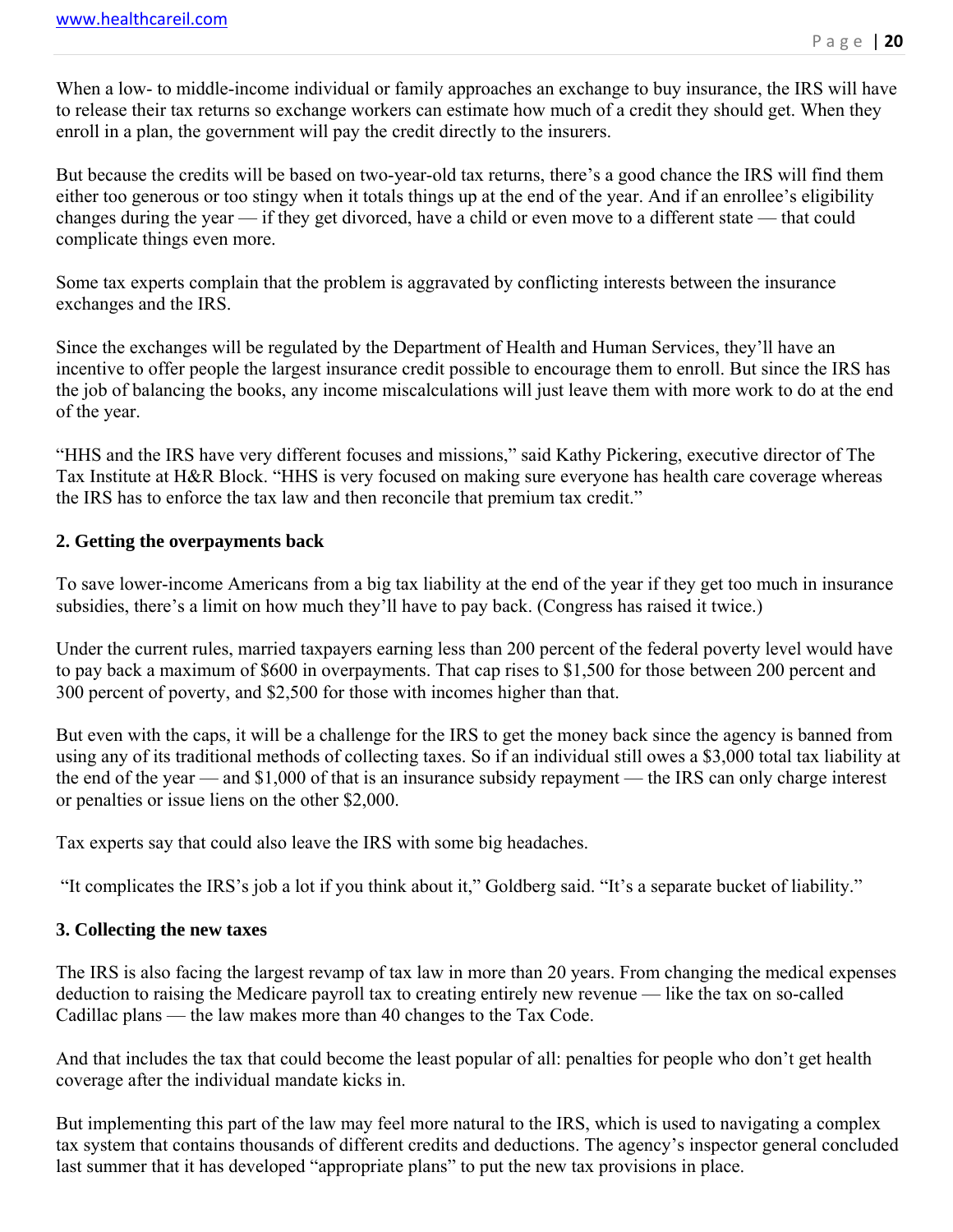When a low- to middle-income individual or family approaches an exchange to buy insurance, the IRS will have to release their tax returns so exchange workers can estimate how much of a credit they should get. When they enroll in a plan, the government will pay the credit directly to the insurers.

But because the credits will be based on two-year-old tax returns, there's a good chance the IRS will find them either too generous or too stingy when it totals things up at the end of the year. And if an enrollee's eligibility changes during the year — if they get divorced, have a child or even move to a different state — that could complicate things even more.

Some tax experts complain that the problem is aggravated by conflicting interests between the insurance exchanges and the IRS.

Since the exchanges will be regulated by the Department of Health and Human Services, they'll have an incentive to offer people the largest insurance credit possible to encourage them to enroll. But since the IRS has the job of balancing the books, any income miscalculations will just leave them with more work to do at the end of the year.

"HHS and the IRS have very different focuses and missions," said Kathy Pickering, executive director of The Tax Institute at H&R Block. "HHS is very focused on making sure everyone has health care coverage whereas the IRS has to enforce the tax law and then reconcile that premium tax credit."

**2. Getting the overpayments back**

To save lower-income Americans from a big tax liability at the end of the year if they get too much in insurance subsidies, there's a limit on how much they'll have to pay back. (Congress has raised it twice.)

Under the current rules, married taxpayers earning less than 200 percent of the federal poverty level would have to pay back a maximum of $600 in overpayments. That cap rises to $1,500 for those between 200 percent and 300 percent of poverty, and $2,500 for those with incomes higher than that.

But even with the caps, it will be a challenge for the IRS to get the money back since the agency is banned from using any of its traditional methods of collecting taxes. So if an individual still owes a $3,000 total tax liability at the end of the year — and $1,000 of that is an insurance subsidy repayment — the IRS can only charge interest or penalties or issue liens on the other $2,000.

Tax experts say that could also leave the IRS with some big headaches.

"It complicates the IRS's job a lot if you think about it," Goldberg said. "It's a separate bucket of liability."

**3. Collecting the new taxes**

The IRS is also facing the largest revamp of tax law in more than 20 years. From changing the medical expenses deduction to raising the Medicare payroll tax to creating entirely new revenue — like the tax on so-called Cadillac plans — the law makes more than 40 changes to the Tax Code.

And that includes the tax that could become the least popular of all: penalties for people who don't get health coverage after the individual mandate kicks in.

But implementing this part of the law may feel more natural to the IRS, which is used to navigating a complex tax system that contains thousands of different credits and deductions. The agency's inspector general concluded last summer that it has developed "appropriate plans" to put the new tax provisions in place.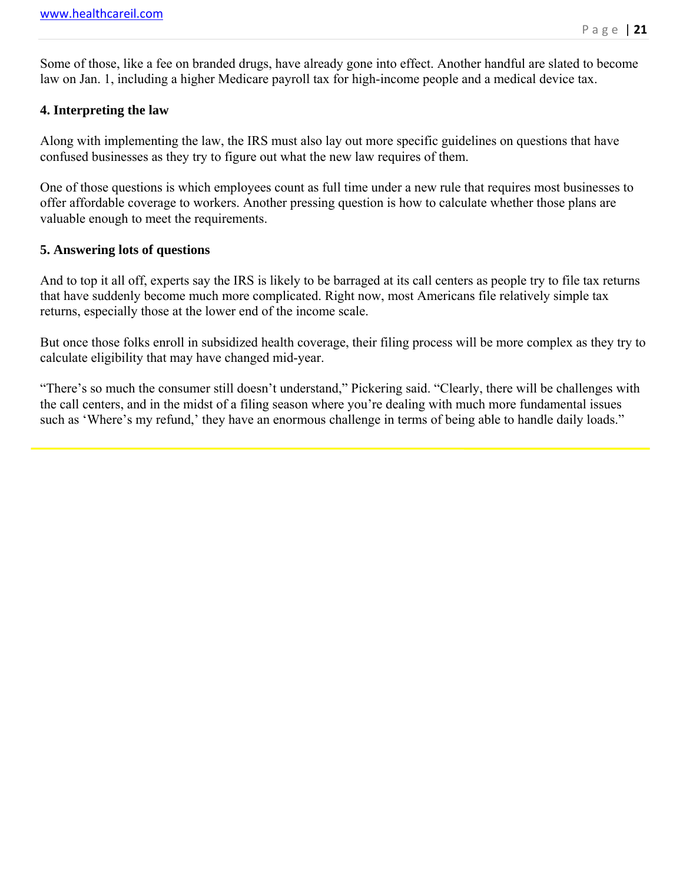Some of those, like a fee on branded drugs, have already gone into effect. Another handful are slated to become law on Jan. 1, including a higher Medicare payroll tax for high-income people and a medical device tax.

**4. Interpreting the law**

Along with implementing the law, the IRS must also lay out more specific guidelines on questions that have confused businesses as they try to figure out what the new law requires of them.

One of those questions is which employees count as full time under a new rule that requires most businesses to offer affordable coverage to workers. Another pressing question is how to calculate whether those plans are valuable enough to meet the requirements.

**5. Answering lots of questions**

And to top it all off, experts say the IRS is likely to be barraged at its call centers as people try to file tax returns that have suddenly become much more complicated. Right now, most Americans file relatively simple tax returns, especially those at the lower end of the income scale.

But once those folks enroll in subsidized health coverage, their filing process will be more complex as they try to calculate eligibility that may have changed mid-year.

"There's so much the consumer still doesn't understand," Pickering said. "Clearly, there will be challenges with the call centers, and in the midst of a filing season where you're dealing with much more fundamental issues such as 'Where's my refund,' they have an enormous challenge in terms of being able to handle daily loads."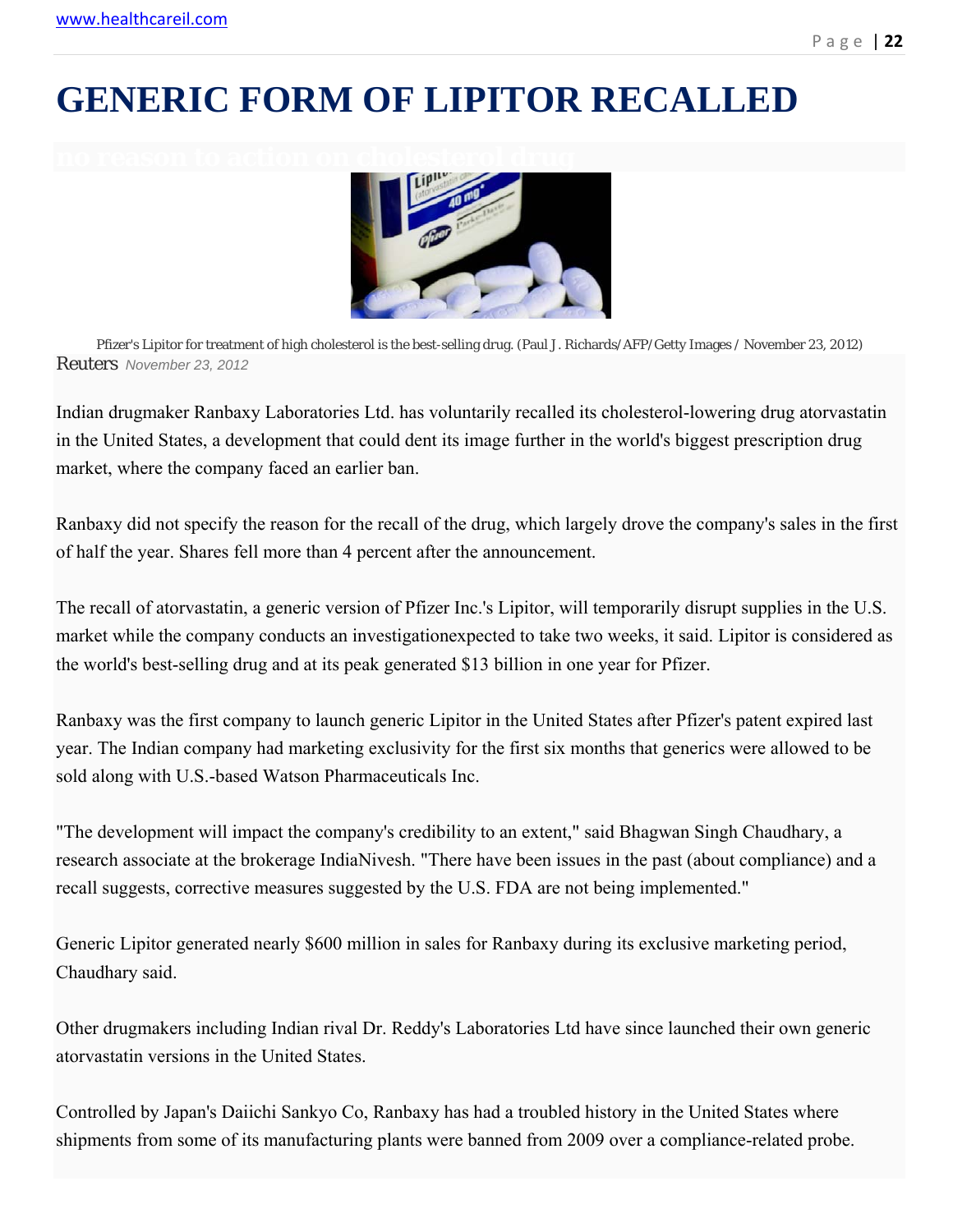# GENERIC FORM OF LIPITOR RECALLED

no reason to action on cholesterol drug

Pfizer's Lipitor for treatment of high cholesterol is the best-selling drug. (Paul J. Richards/AFP/Getty Images / November 23, 2012)

Reuters *November 23, 2012*

Indian drugmaker Ranbaxy Laboratories Ltd. has voluntarily recalled its cholesterol-lowering drug atorvastatin in the United States, a development that could dent its image further in the world's biggest prescription drug market, where the company faced an earlier ban.

Ranbaxy did not specify the reason for the recall of the drug, which largely drove the company's sales in the first of half the year. Shares fell more than 4 percent after the announcement.

The recall of atorvastatin, a generic version of Pfizer Inc.'s Lipitor, will temporarily disrupt supplies in the U.S. market while the company conducts an investigationexpected to take two weeks, it said. Lipitor is considered as the world's best-selling drug and at its peak generated $13 billion in one year for Pfizer.

Ranbaxy was the first company to launch generic Lipitor in the United States after Pfizer's patent expired last year. The Indian company had marketing exclusivity for the first six months that generics were allowed to be sold along with U.S.-based Watson Pharmaceuticals Inc.

"The development will impact the company's credibility to an extent," said Bhagwan Singh Chaudhary, a research associate at the brokerage IndiaNivesh. "There have been issues in the past (about compliance) and a recall suggests, corrective measures suggested by the U.S. FDA are not being implemented."

Generic Lipitor generated nearly $600 million in sales for Ranbaxy during its exclusive marketing period, Chaudhary said.

Other drugmakers including Indian rival Dr. Reddy's Laboratories Ltd have since launched their own generic atorvastatin versions in the United States.

Controlled by Japan's Daiichi Sankyo Co, Ranbaxy has had a troubled history in the United States where shipments from some of its manufacturing plants were banned from 2009 over a compliance-related probe.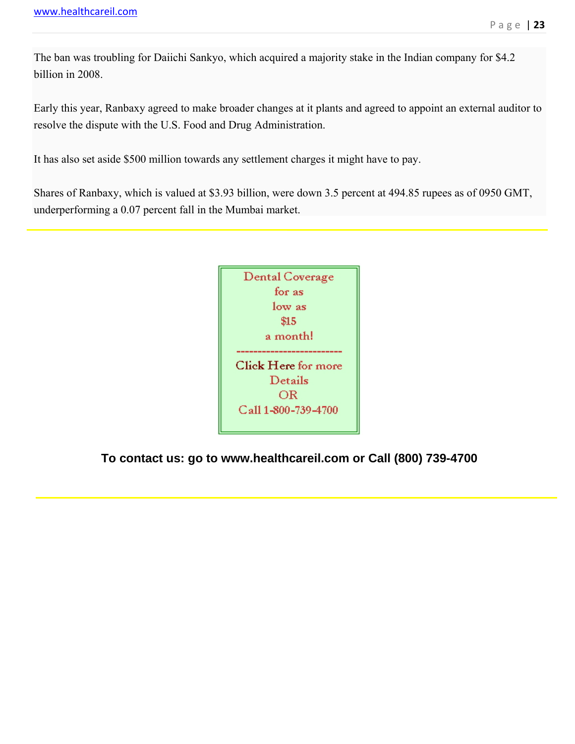The ban was troubling for Daiichi Sankyo, which acquired a majority stake in the Indian company for $4.2 billion in 2008.

Early this year, Ranbaxy agreed to make broader changes at it plants and agreed to appoint an external auditor to resolve the dispute with the U.S. Food and Drug Administration.

It has also set aside $500 million towards any settlement charges it might have to pay.

Shares of Ranbaxy, which is valued at $3.93 billion, were down 3.5 percent at 494.85 rupees as of 0950 GMT, underperforming a 0.07 percent fall in the Mumbai market.

---

Dental Coverage
for as
low as
$15
a month!

Click Here for more
Details
OR
Call 1-800-739-4700

**To contact us: go to www.healthcareil.com or Call (800) 739-4700**

---